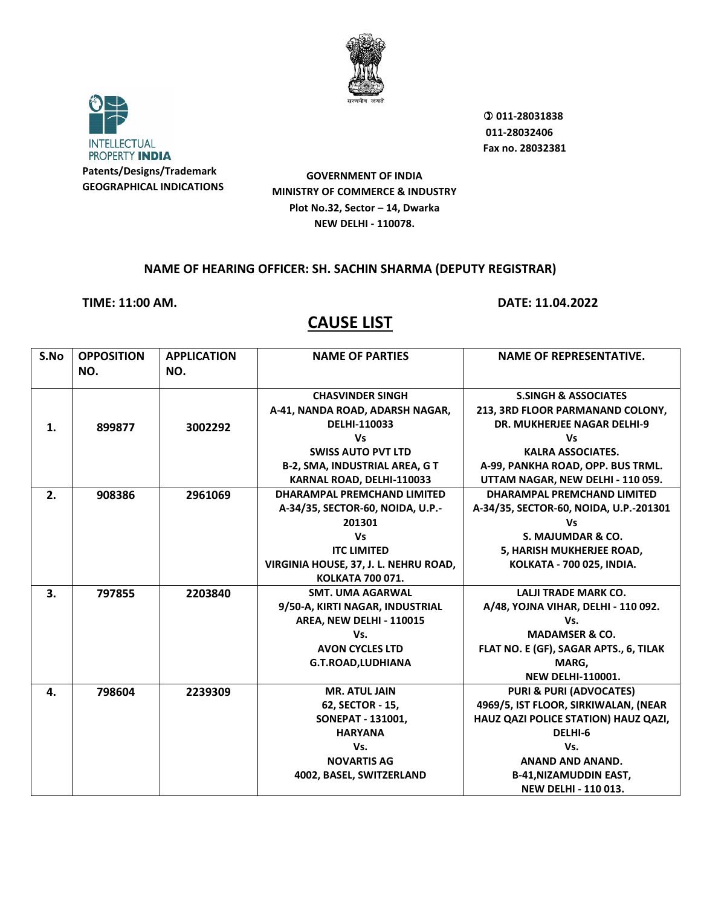INTELLECTUAL PROPERTY **INDIA**

**Patents/Designs/Trademark**
**GEOGRAPHICAL INDICATIONS**

सत्यमेव जयते

**011-28031838**
**011-28032406**
**Fax no. 28032381**

**GOVERNMENT OF INDIA**
**MINISTRY OF COMMERCE & INDUSTRY**
**Plot No.32, Sector – 14, Dwarka**
**NEW DELHI - 110078.**

**NAME OF HEARING OFFICER: SH. SACHIN SHARMA (DEPUTY REGISTRAR)**

**TIME: 11:00 AM.** **DATE: 11.04.2022**

## CAUSE LIST

| S.No | OPPOSITION NO. | APPLICATION NO. | NAME OF PARTIES | NAME OF REPRESENTATIVE. |
|---|---|---|---|---|
| 1. | 899877 | 3002292 | CHASVINDER SINGH A-41, NANDA ROAD, ADARSH NAGAR, DELHI-110033 Vs SWISS AUTO PVT LTD B-2, SMA, INDUSTRIAL AREA, G T KARNAL ROAD, DELHI-110033 | S.SINGH & ASSOCIATES 213, 3RD FLOOR PARMANAND COLONY, DR. MUKHERJEE NAGAR DELHI-9 Vs KALRA ASSOCIATES. A-99, PANKHA ROAD, OPP. BUS TRML. UTTAM NAGAR, NEW DELHI - 110 059. |
| 2. | 908386 | 2961069 | DHARAMPAL PREMCHAND LIMITED A-34/35, SECTOR-60, NOIDA, U.P.-201301 Vs ITC LIMITED VIRGINIA HOUSE, 37, J. L. NEHRU ROAD, KOLKATA 700 071. | DHARAMPAL PREMCHAND LIMITED A-34/35, SECTOR-60, NOIDA, U.P.-201301 Vs S. MAJUMDAR & CO. 5, HARISH MUKHERJEE ROAD, KOLKATA - 700 025, INDIA. |
| 3. | 797855 | 2203840 | SMT. UMA AGARWAL 9/50-A, KIRTI NAGAR, INDUSTRIAL AREA, NEW DELHI - 110015 Vs. AVON CYCLES LTD G.T.ROAD,LUDHIANA | LALJI TRADE MARK CO. A/48, YOJNA VIHAR, DELHI - 110 092. Vs. MADAMSER & CO. FLAT NO. E (GF), SAGAR APTS., 6, TILAK MARG, NEW DELHI-110001. |
| 4. | 798604 | 2239309 | MR. ATUL JAIN 62, SECTOR - 15, SONEPAT - 131001, HARYANA Vs. NOVARTIS AG 4002, BASEL, SWITZERLAND | PURI & PURI (ADVOCATES) 4969/5, IST FLOOR, SIRKIWALAN, (NEAR HAUZ QAZI POLICE STATION) HAUZ QAZI, DELHI-6 Vs. ANAND AND ANAND. B-41,NIZAMUDDIN EAST, NEW DELHI - 110 013. |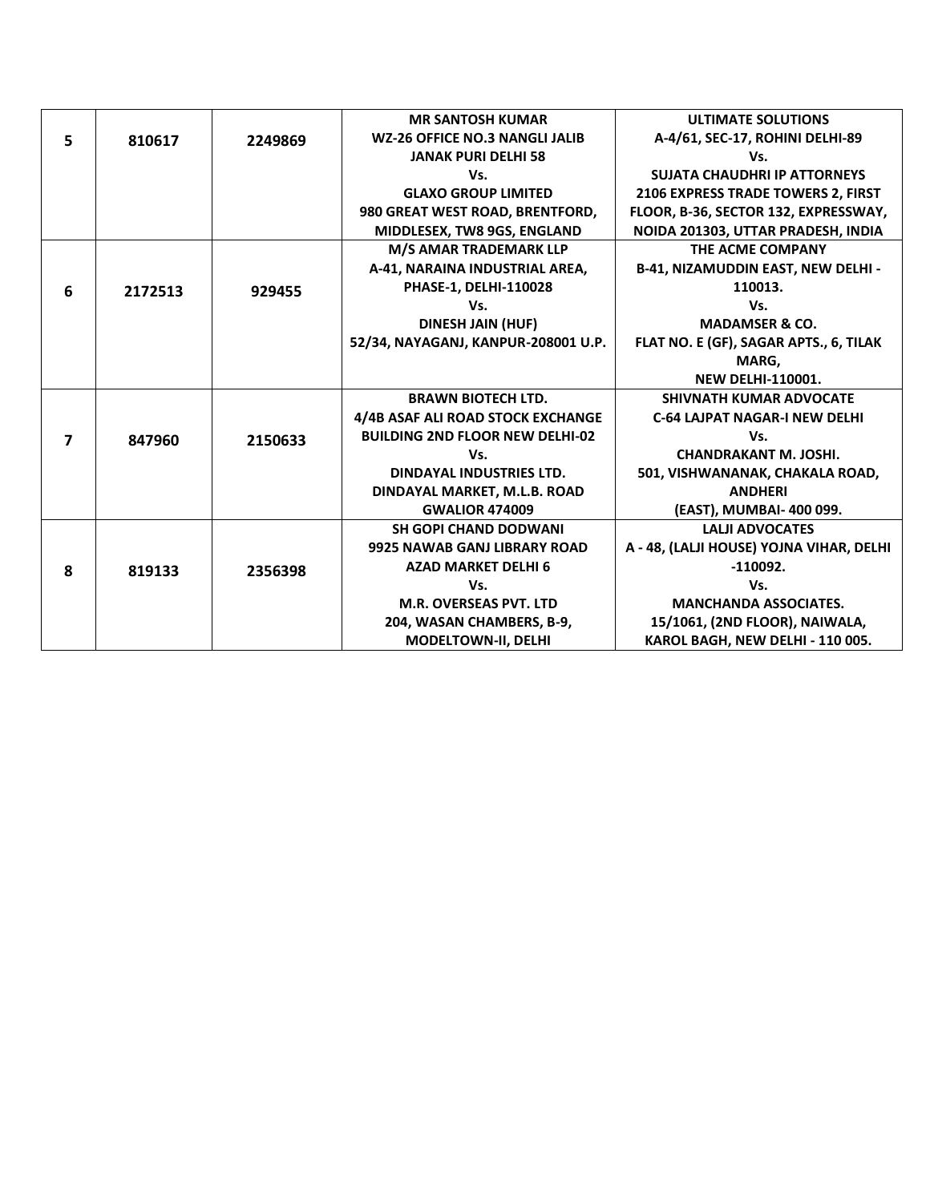| | | | | |
|---|---|---|---|---|
| 5 | 810617 | 2249869 | MR SANTOSH KUMAR<br>WZ-26 OFFICE NO.3 NANGLI JALIB<br>JANAK PURI DELHI 58<br>Vs.<br>GLAXO GROUP LIMITED<br>980 GREAT WEST ROAD, BRENTFORD,<br>MIDDLESEX, TW8 9GS, ENGLAND | ULTIMATE SOLUTIONS<br>A-4/61, SEC-17, ROHINI DELHI-89<br>Vs.<br>SUJATA CHAUDHRI IP ATTORNEYS<br>2106 EXPRESS TRADE TOWERS 2, FIRST FLOOR, B-36, SECTOR 132, EXPRESSWAY, NOIDA 201303, UTTAR PRADESH, INDIA |
| 6 | 2172513 | 929455 | M/S AMAR TRADEMARK LLP<br>A-41, NARAINA INDUSTRIAL AREA, PHASE-1, DELHI-110028<br>Vs.<br>DINESH JAIN (HUF)<br>52/34, NAYAGANJ, KANPUR-208001 U.P. | THE ACME COMPANY<br>B-41, NIZAMUDDIN EAST, NEW DELHI - 110013.<br>Vs.<br>MADAMSER & CO.<br>FLAT NO. E (GF), SAGAR APTS., 6, TILAK MARG,<br>NEW DELHI-110001. |
| 7 | 847960 | 2150633 | BRAWN BIOTECH LTD.<br>4/4B ASAF ALI ROAD STOCK EXCHANGE BUILDING 2ND FLOOR NEW DELHI-02<br>Vs.<br>DINDAYAL INDUSTRIES LTD.<br>DINDAYAL MARKET, M.L.B. ROAD<br>GWALIOR 474009 | SHIVNATH KUMAR ADVOCATE<br>C-64 LAJPAT NAGAR-I NEW DELHI<br>Vs.<br>CHANDRAKANT M. JOSHI.<br>501, VISHWANANAK, CHAKALA ROAD, ANDHERI<br>(EAST), MUMBAI- 400 099. |
| 8 | 819133 | 2356398 | SH GOPI CHAND DODWANI<br>9925 NAWAB GANJ LIBRARY ROAD<br>AZAD MARKET DELHI 6<br>Vs.<br>M.R. OVERSEAS PVT. LTD<br>204, WASAN CHAMBERS, B-9,<br>MODELTOWN-II, DELHI | LALJI ADVOCATES<br>A - 48, (LALJI HOUSE) YOJNA VIHAR, DELHI -110092.<br>Vs.<br>MANCHANDA ASSOCIATES.<br>15/1061, (2ND FLOOR), NAIWALA,<br>KAROL BAGH, NEW DELHI - 110 005. |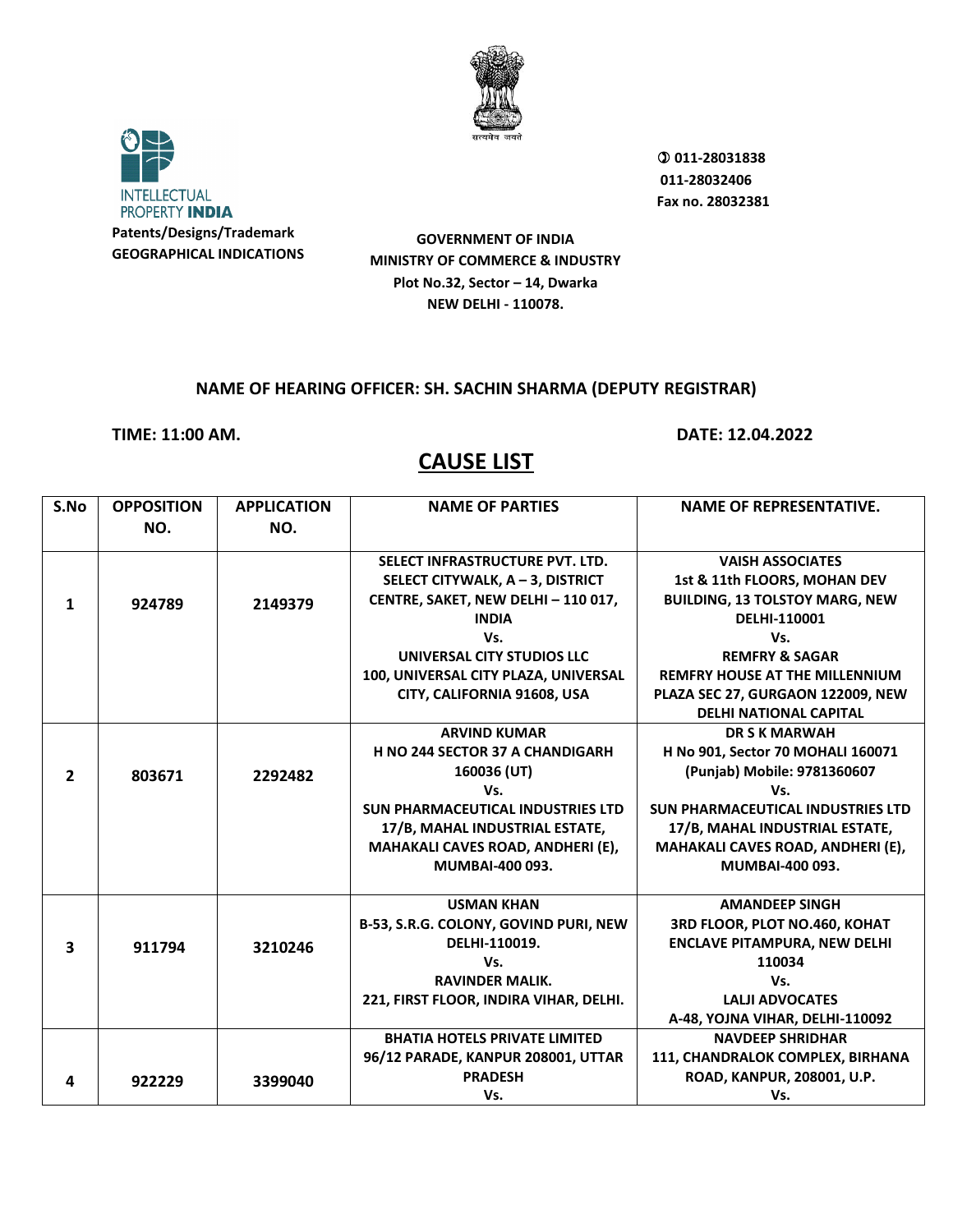INTELLECTUAL PROPERTY **INDIA**

**Patents/Designs/Trademark**
**GEOGRAPHICAL INDICATIONS**

**GOVERNMENT OF INDIA**
**MINISTRY OF COMMERCE & INDUSTRY**
**Plot No.32, Sector – 14, Dwarka**
**NEW DELHI - 110078.**

**011-28031838**
**011-28032406**
**Fax no. 28032381**

**NAME OF HEARING OFFICER: SH. SACHIN SHARMA (DEPUTY REGISTRAR)**

**TIME: 11:00 AM.** **DATE: 12.04.2022**

# CAUSE LIST

| S.No | OPPOSITION NO. | APPLICATION NO. | NAME OF PARTIES | NAME OF REPRESENTATIVE. |
|---|---|---|---|---|
| 1 | 924789 | 2149379 | SELECT INFRASTRUCTURE PVT. LTD. SELECT CITYWALK, A – 3, DISTRICT CENTRE, SAKET, NEW DELHI – 110 017, INDIA Vs. UNIVERSAL CITY STUDIOS LLC 100, UNIVERSAL CITY PLAZA, UNIVERSAL CITY, CALIFORNIA 91608, USA | VAISH ASSOCIATES 1st & 11th FLOORS, MOHAN DEV BUILDING, 13 TOLSTOY MARG, NEW DELHI-110001 Vs. REMFRY & SAGAR REMFRY HOUSE AT THE MILLENNIUM PLAZA SEC 27, GURGAON 122009, NEW DELHI NATIONAL CAPITAL |
| 2 | 803671 | 2292482 | ARVIND KUMAR H NO 244 SECTOR 37 A CHANDIGARH 160036 (UT) Vs. SUN PHARMACEUTICAL INDUSTRIES LTD 17/B, MAHAL INDUSTRIAL ESTATE, MAHAKALI CAVES ROAD, ANDHERI (E), MUMBAI-400 093. | DR S K MARWAH H No 901, Sector 70 MOHALI 160071 (Punjab) Mobile: 9781360607 Vs. SUN PHARMACEUTICAL INDUSTRIES LTD 17/B, MAHAL INDUSTRIAL ESTATE, MAHAKALI CAVES ROAD, ANDHERI (E), MUMBAI-400 093. |
| 3 | 911794 | 3210246 | USMAN KHAN B-53, S.R.G. COLONY, GOVIND PURI, NEW DELHI-110019. Vs. RAVINDER MALIK. 221, FIRST FLOOR, INDIRA VIHAR, DELHI. | AMANDEEP SINGH 3RD FLOOR, PLOT NO.460, KOHAT ENCLAVE PITAMPURA, NEW DELHI 110034 Vs. LALJI ADVOCATES A-48, YOJNA VIHAR, DELHI-110092 |
| 4 | 922229 | 3399040 | BHATIA HOTELS PRIVATE LIMITED 96/12 PARADE, KANPUR 208001, UTTAR PRADESH Vs. | NAVDEEP SHRIDHAR 111, CHANDRALOK COMPLEX, BIRHANA ROAD, KANPUR, 208001, U.P. Vs. |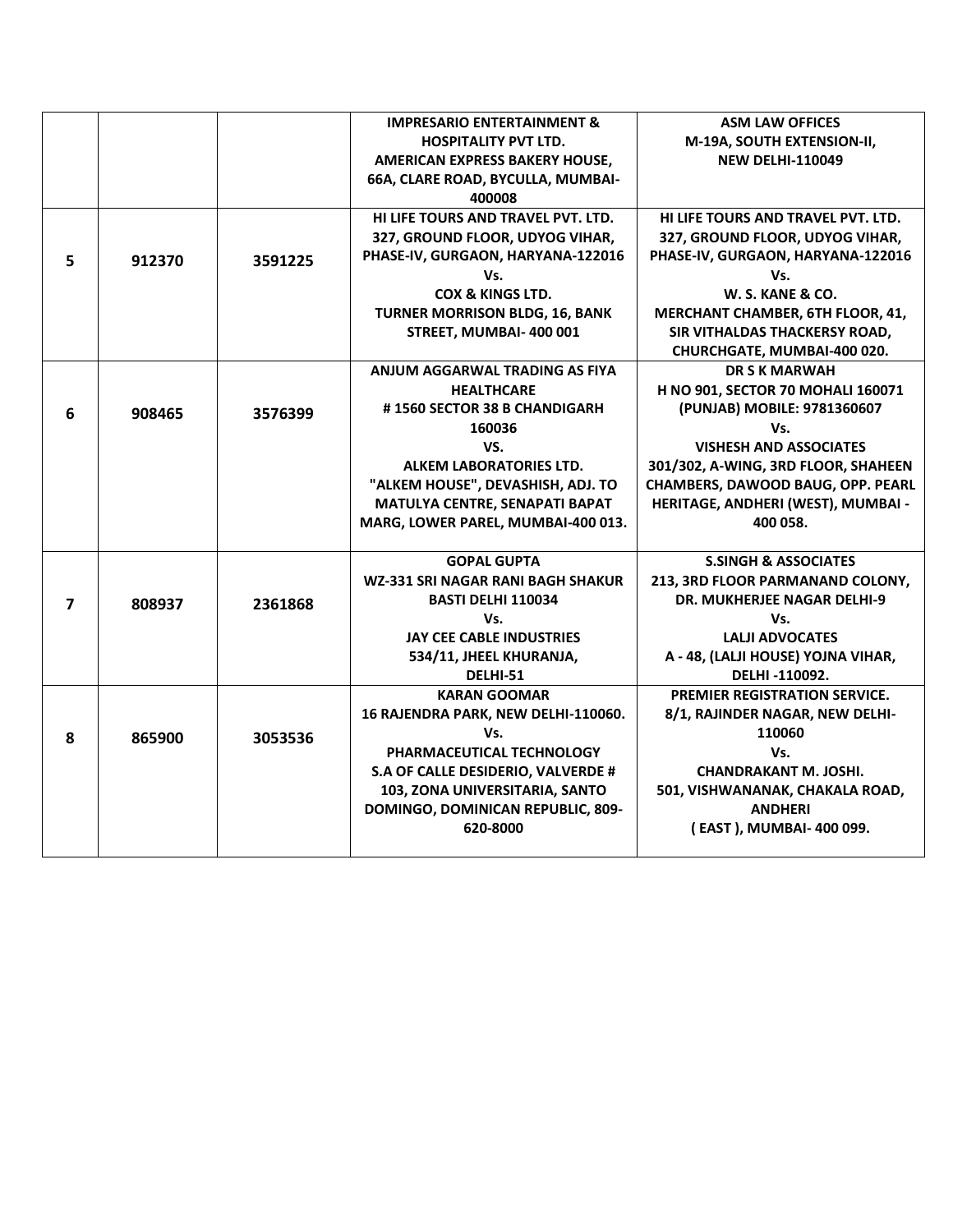| | | | | |
|---|---|---|---|---|
| | | | **IMPRESARIO ENTERTAINMENT & HOSPITALITY PVT LTD.**<br>**AMERICAN EXPRESS BAKERY HOUSE, 66A, CLARE ROAD, BYCULLA, MUMBAI-400008** | **ASM LAW OFFICES**<br>**M-19A, SOUTH EXTENSION-II, NEW DELHI-110049** |
| **5** | **912370** | **3591225** | **HI LIFE TOURS AND TRAVEL PVT. LTD.**<br>**327, GROUND FLOOR, UDYOG VIHAR, PHASE-IV, GURGAON, HARYANA-122016**<br>**Vs.**<br>**COX & KINGS LTD.**<br>**TURNER MORRISON BLDG, 16, BANK STREET, MUMBAI- 400 001** | **HI LIFE TOURS AND TRAVEL PVT. LTD.**<br>**327, GROUND FLOOR, UDYOG VIHAR, PHASE-IV, GURGAON, HARYANA-122016**<br>**Vs.**<br>**W. S. KANE & CO.**<br>**MERCHANT CHAMBER, 6TH FLOOR, 41, SIR VITHALDAS THACKERSY ROAD, CHURCHGATE, MUMBAI-400 020.** |
| **6** | **908465** | **3576399** | **ANJUM AGGARWAL TRADING AS FIYA HEALTHCARE**<br>**# 1560 SECTOR 38 B CHANDIGARH 160036**<br>**VS.**<br>**ALKEM LABORATORIES LTD.**<br>**"ALKEM HOUSE", DEVASHISH, ADJ. TO MATULYA CENTRE, SENAPATI BAPAT MARG, LOWER PAREL, MUMBAI-400 013.** | **DR S K MARWAH**<br>**H NO 901, SECTOR 70 MOHALI 160071 (PUNJAB) MOBILE: 9781360607**<br>**Vs.**<br>**VISHESH AND ASSOCIATES**<br>**301/302, A-WING, 3RD FLOOR, SHAHEEN CHAMBERS, DAWOOD BAUG, OPP. PEARL HERITAGE, ANDHERI (WEST), MUMBAI - 400 058.** |
| **7** | **808937** | **2361868** | **GOPAL GUPTA**<br>**WZ-331 SRI NAGAR RANI BAGH SHAKUR BASTI DELHI 110034**<br>**Vs.**<br>**JAY CEE CABLE INDUSTRIES**<br>**534/11, JHEEL KHURANJA, DELHI-51** | **S.SINGH & ASSOCIATES**<br>**213, 3RD FLOOR PARMANAND COLONY, DR. MUKHERJEE NAGAR DELHI-9**<br>**Vs.**<br>**LALJI ADVOCATES**<br>**A - 48, (LALJI HOUSE) YOJNA VIHAR, DELHI -110092.** |
| **8** | **865900** | **3053536** | **KARAN GOOMAR**<br>**16 RAJENDRA PARK, NEW DELHI-110060.**<br>**Vs.**<br>**PHARMACEUTICAL TECHNOLOGY**<br>**S.A OF CALLE DESIDERIO, VALVERDE # 103, ZONA UNIVERSITARIA, SANTO DOMINGO, DOMINICAN REPUBLIC, 809-620-8000** | **PREMIER REGISTRATION SERVICE.**<br>**8/1, RAJINDER NAGAR, NEW DELHI-110060**<br>**Vs.**<br>**CHANDRAKANT M. JOSHI.**<br>**501, VISHWANANAK, CHAKALA ROAD, ANDHERI ( EAST ), MUMBAI- 400 099.** |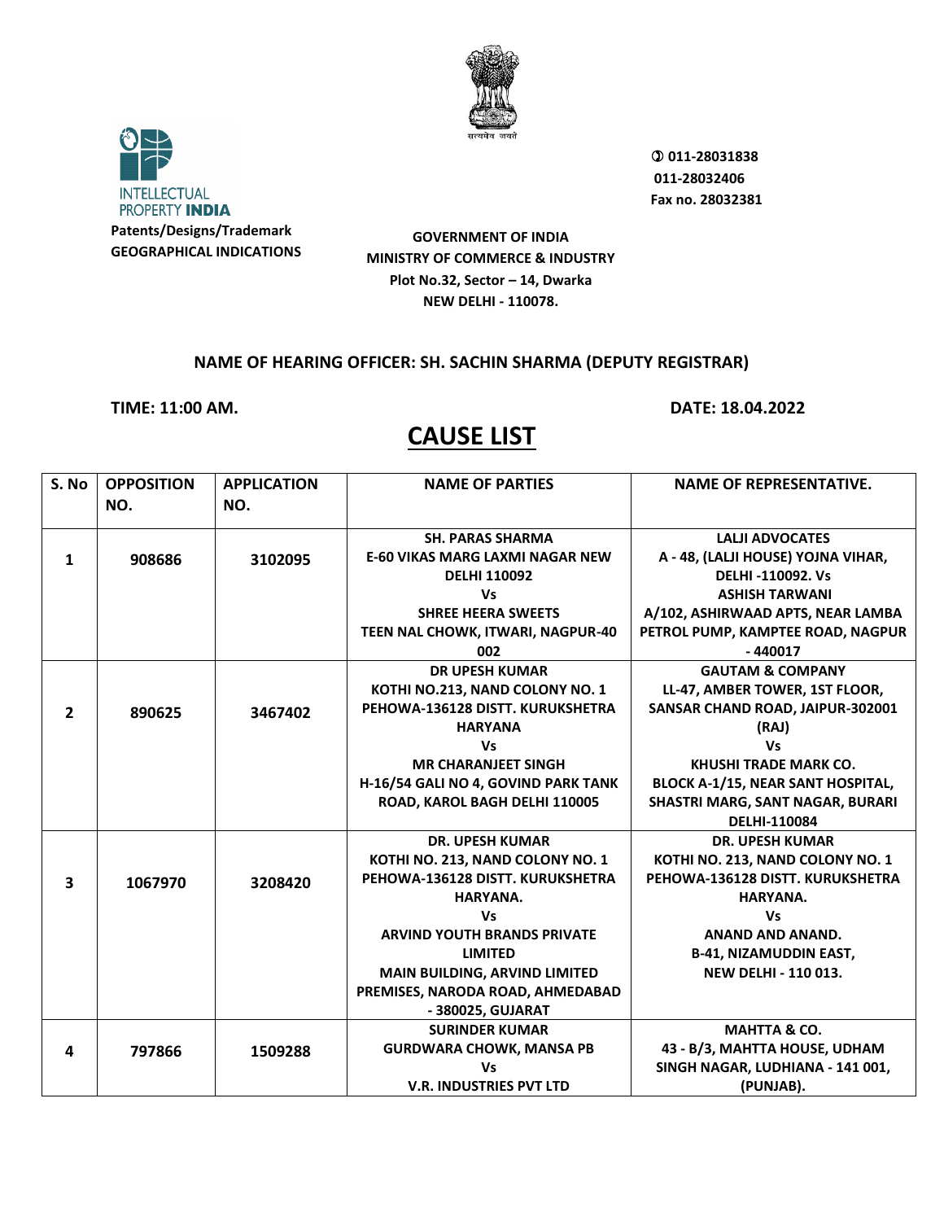INTELLECTUAL PROPERTY INDIA

**Patents/Designs/Trademark**
**GEOGRAPHICAL INDICATIONS**

सत्यमेव जयते

✆ 011-28031838
011-28032406
Fax no. 28032381

**GOVERNMENT OF INDIA**
**MINISTRY OF COMMERCE & INDUSTRY**
**Plot No.32, Sector – 14, Dwarka**
**NEW DELHI - 110078.**

**NAME OF HEARING OFFICER: SH. SACHIN SHARMA (DEPUTY REGISTRAR)**

**TIME: 11:00 AM.** **DATE: 18.04.2022**

# CAUSE LIST

| S. No | OPPOSITION NO. | APPLICATION NO. | NAME OF PARTIES | NAME OF REPRESENTATIVE. |
|---|---|---|---|---|
| 1 | 908686 | 3102095 | SH. PARAS SHARMA<br>E-60 VIKAS MARG LAXMI NAGAR NEW DELHI 110092<br>Vs<br>SHREE HEERA SWEETS<br>TEEN NAL CHOWK, ITWARI, NAGPUR-40 002 | LALJI ADVOCATES<br>A - 48, (LALJI HOUSE) YOJNA VIHAR, DELHI -110092. Vs<br>ASHISH TARWANI<br>A/102, ASHIRWAAD APTS, NEAR LAMBA PETROL PUMP, KAMPTEE ROAD, NAGPUR - 440017 |
| 2 | 890625 | 3467402 | DR UPESH KUMAR<br>KOTHI NO.213, NAND COLONY NO. 1 PEHOWA-136128 DISTT. KURUKSHETRA HARYANA<br>Vs<br>MR CHARANJEET SINGH<br>H-16/54 GALI NO 4, GOVIND PARK TANK ROAD, KAROL BAGH DELHI 110005 | GAUTAM & COMPANY<br>LL-47, AMBER TOWER, 1ST FLOOR, SANSAR CHAND ROAD, JAIPUR-302001 (RAJ)<br>Vs<br>KHUSHI TRADE MARK CO.<br>BLOCK A-1/15, NEAR SANT HOSPITAL, SHASTRI MARG, SANT NAGAR, BURARI DELHI-110084 |
| 3 | 1067970 | 3208420 | DR. UPESH KUMAR<br>KOTHI NO. 213, NAND COLONY NO. 1 PEHOWA-136128 DISTT. KURUKSHETRA HARYANA.<br>Vs<br>ARVIND YOUTH BRANDS PRIVATE LIMITED<br>MAIN BUILDING, ARVIND LIMITED PREMISES, NARODA ROAD, AHMEDABAD - 380025, GUJARAT | DR. UPESH KUMAR<br>KOTHI NO. 213, NAND COLONY NO. 1 PEHOWA-136128 DISTT. KURUKSHETRA HARYANA.<br>Vs<br>ANAND AND ANAND.<br>B-41, NIZAMUDDIN EAST, NEW DELHI - 110 013. |
| 4 | 797866 | 1509288 | SURINDER KUMAR<br>GURDWARA CHOWK, MANSA PB<br>Vs<br>V.R. INDUSTRIES PVT LTD | MAHTTA & CO.<br>43 - B/3, MAHTTA HOUSE, UDHAM SINGH NAGAR, LUDHIANA - 141 001, (PUNJAB). |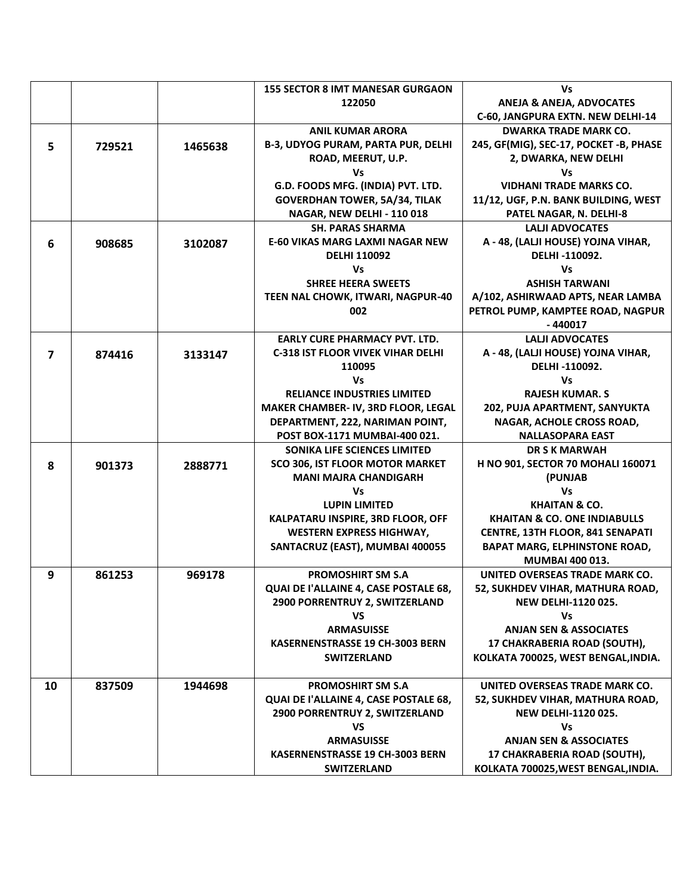| | | | | |
|---|---|---|---|---|
| | | | 155 SECTOR 8 IMT MANESAR GURGAON 122050 | Vs<br>ANEJA & ANEJA, ADVOCATES<br>C-60, JANGPURA EXTN. NEW DELHI-14 |
| 5 | 729521 | 1465638 | ANIL KUMAR ARORA<br>B-3, UDYOG PURAM, PARTA PUR, DELHI ROAD, MEERUT, U.P.<br>Vs<br>G.D. FOODS MFG. (INDIA) PVT. LTD.<br>GOVERDHAN TOWER, 5A/34, TILAK NAGAR, NEW DELHI - 110 018 | DWARKA TRADE MARK CO.<br>245, GF(MIG), SEC-17, POCKET -B, PHASE 2, DWARKA, NEW DELHI<br>Vs<br>VIDHANI TRADE MARKS CO.<br>11/12, UGF, P.N. BANK BUILDING, WEST PATEL NAGAR, N. DELHI-8 |
| 6 | 908685 | 3102087 | SH. PARAS SHARMA<br>E-60 VIKAS MARG LAXMI NAGAR NEW DELHI 110092<br>Vs<br>SHREE HEERA SWEETS<br>TEEN NAL CHOWK, ITWARI, NAGPUR-40 002 | LALJI ADVOCATES<br>A - 48, (LALJI HOUSE) YOJNA VIHAR, DELHI -110092.<br>Vs<br>ASHISH TARWANI<br>A/102, ASHIRWAAD APTS, NEAR LAMBA PETROL PUMP, KAMPTEE ROAD, NAGPUR - 440017 |
| 7 | 874416 | 3133147 | EARLY CURE PHARMACY PVT. LTD.<br>C-318 IST FLOOR VIVEK VIHAR DELHI 110095<br>Vs<br>RELIANCE INDUSTRIES LIMITED<br>MAKER CHAMBER- IV, 3RD FLOOR, LEGAL DEPARTMENT, 222, NARIMAN POINT, POST BOX-1171 MUMBAI-400 021. | LALJI ADVOCATES<br>A - 48, (LALJI HOUSE) YOJNA VIHAR, DELHI -110092.<br>Vs<br>RAJESH KUMAR. S<br>202, PUJA APARTMENT, SANYUKTA NAGAR, ACHOLE CROSS ROAD, NALLASOPARA EAST |
| 8 | 901373 | 2888771 | SONIKA LIFE SCIENCES LIMITED<br>SCO 306, IST FLOOR MOTOR MARKET MANI MAJRA CHANDIGARH<br>Vs<br>LUPIN LIMITED<br>KALPATARU INSPIRE, 3RD FLOOR, OFF WESTERN EXPRESS HIGHWAY, SANTACRUZ (EAST), MUMBAI 400055 | DR S K MARWAH<br>H NO 901, SECTOR 70 MOHALI 160071 (PUNJAB<br>Vs<br>KHAITAN & CO.<br>KHAITAN & CO. ONE INDIABULLS CENTRE, 13TH FLOOR, 841 SENAPATI BAPAT MARG, ELPHINSTONE ROAD, MUMBAI 400 013. |
| 9 | 861253 | 969178 | PROMOSHIRT SM S.A<br>QUAI DE I'ALLAINE 4, CASE POSTALE 68, 2900 PORRENTRUY 2, SWITZERLAND<br>VS<br>ARMASUISSE<br>KASERNENSTRASSE 19 CH-3003 BERN SWITZERLAND | UNITED OVERSEAS TRADE MARK CO.<br>52, SUKHDEV VIHAR, MATHURA ROAD, NEW DELHI-1120 025.<br>Vs<br>ANJAN SEN & ASSOCIATES<br>17 CHAKRABERIA ROAD (SOUTH), KOLKATA 700025, WEST BENGAL,INDIA. |
| 10 | 837509 | 1944698 | PROMOSHIRT SM S.A<br>QUAI DE I'ALLAINE 4, CASE POSTALE 68, 2900 PORRENTRUY 2, SWITZERLAND<br>VS<br>ARMASUISSE<br>KASERNENSTRASSE 19 CH-3003 BERN SWITZERLAND | UNITED OVERSEAS TRADE MARK CO.<br>52, SUKHDEV VIHAR, MATHURA ROAD, NEW DELHI-1120 025.<br>Vs<br>ANJAN SEN & ASSOCIATES<br>17 CHAKRABERIA ROAD (SOUTH), KOLKATA 700025,WEST BENGAL,INDIA. |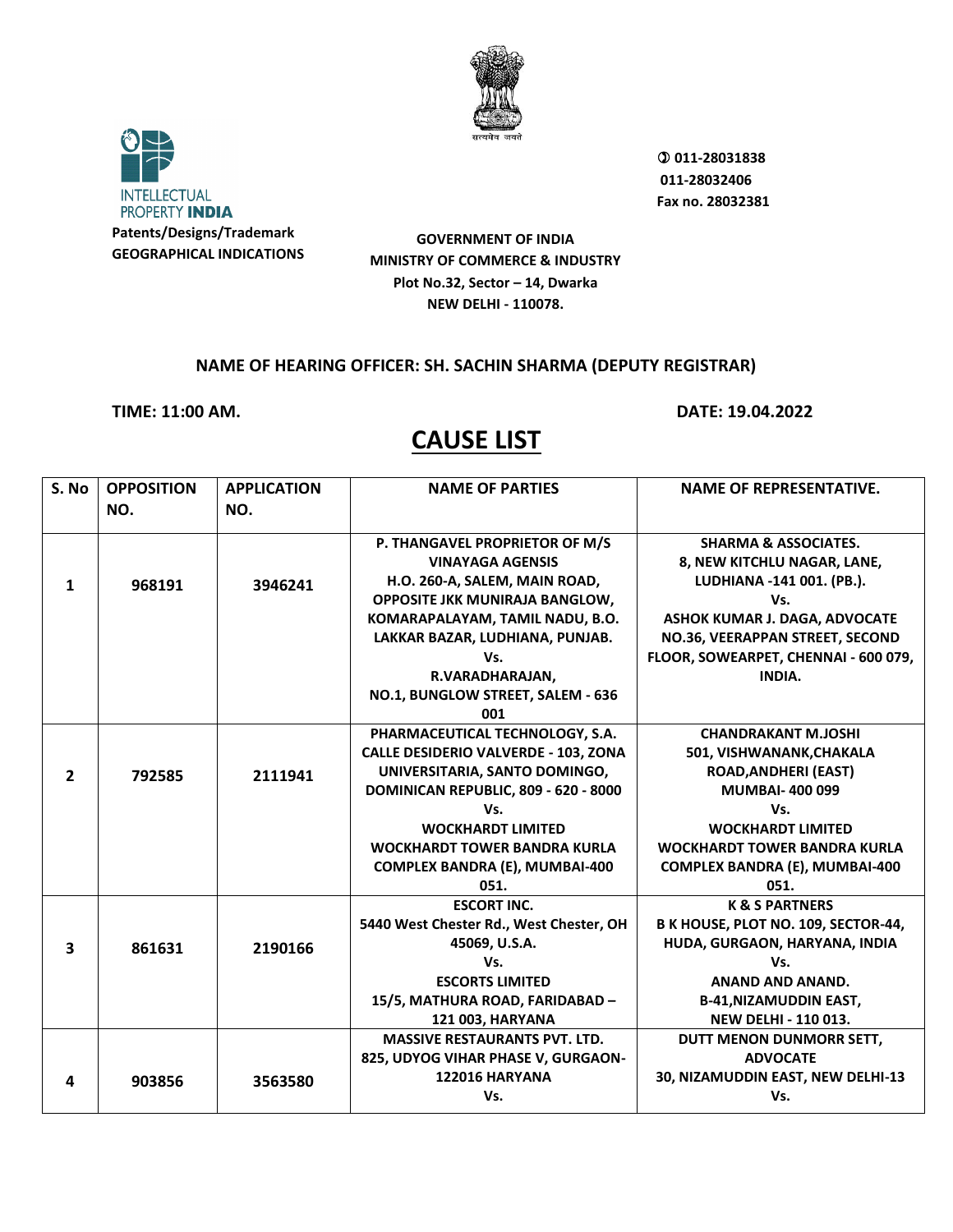INTELLECTUAL PROPERTY **INDIA**

**Patents/Designs/Trademark**
**GEOGRAPHICAL INDICATIONS**

**GOVERNMENT OF INDIA**
**MINISTRY OF COMMERCE & INDUSTRY**
**Plot No.32, Sector – 14, Dwarka**
**NEW DELHI - 110078.**

**011-28031838**
**011-28032406**
**Fax no. 28032381**

**NAME OF HEARING OFFICER: SH. SACHIN SHARMA (DEPUTY REGISTRAR)**

**TIME: 11:00 AM.** **DATE: 19.04.2022**

# CAUSE LIST

| S. No | OPPOSITION NO. | APPLICATION NO. | NAME OF PARTIES | NAME OF REPRESENTATIVE. |
|---|---|---|---|---|
| 1 | 968191 | 3946241 | P. THANGAVEL PROPRIETOR OF M/S VINAYAGA AGENSIS H.O. 260-A, SALEM, MAIN ROAD, OPPOSITE JKK MUNIRAJA BANGLOW, KOMARAPALAYAM, TAMIL NADU, B.O. LAKKAR BAZAR, LUDHIANA, PUNJAB. Vs. R.VARADHARAJAN, NO.1, BUNGLOW STREET, SALEM - 636 001 | SHARMA & ASSOCIATES. 8, NEW KITCHLU NAGAR, LANE, LUDHIANA -141 001. (PB.). Vs. ASHOK KUMAR J. DAGA, ADVOCATE NO.36, VEERAPPAN STREET, SECOND FLOOR, SOWEARPET, CHENNAI - 600 079, INDIA. |
| 2 | 792585 | 2111941 | PHARMACEUTICAL TECHNOLOGY, S.A. CALLE DESIDERIO VALVERDE - 103, ZONA UNIVERSITARIA, SANTO DOMINGO, DOMINICAN REPUBLIC, 809 - 620 - 8000 Vs. WOCKHARDT LIMITED WOCKHARDT TOWER BANDRA KURLA COMPLEX BANDRA (E), MUMBAI-400 051. | CHANDRAKANT M.JOSHI 501, VISHWANANK,CHAKALA ROAD,ANDHERI (EAST) MUMBAI- 400 099 Vs. WOCKHARDT LIMITED WOCKHARDT TOWER BANDRA KURLA COMPLEX BANDRA (E), MUMBAI-400 051. |
| 3 | 861631 | 2190166 | ESCORT INC. 5440 West Chester Rd., West Chester, OH 45069, U.S.A. Vs. ESCORTS LIMITED 15/5, MATHURA ROAD, FARIDABAD – 121 003, HARYANA | K & S PARTNERS B K HOUSE, PLOT NO. 109, SECTOR-44, HUDA, GURGAON, HARYANA, INDIA Vs. ANAND AND ANAND. B-41,NIZAMUDDIN EAST, NEW DELHI - 110 013. |
| 4 | 903856 | 3563580 | MASSIVE RESTAURANTS PVT. LTD. 825, UDYOG VIHAR PHASE V, GURGAON-122016 HARYANA Vs. | DUTT MENON DUNMORR SETT, ADVOCATE 30, NIZAMUDDIN EAST, NEW DELHI-13 Vs. |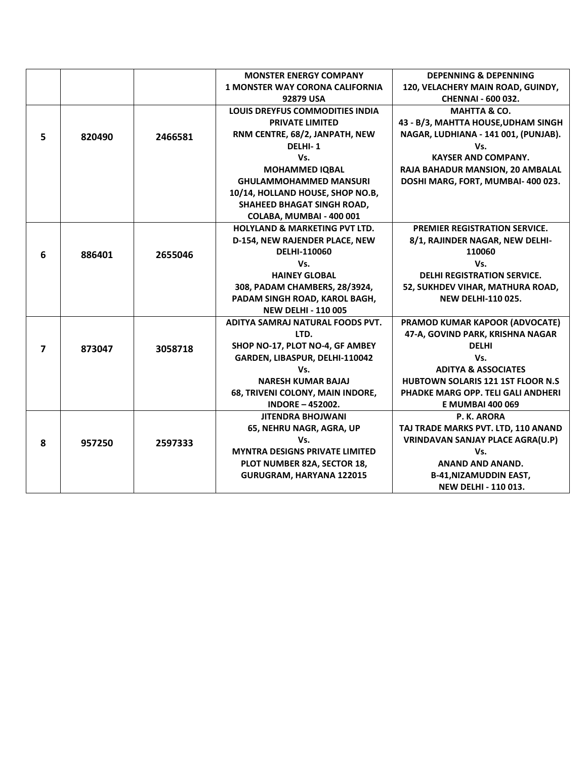| | | | | |
|---|---|---|---|---|
| | | | **MONSTER ENERGY COMPANY**<br>**1 MONSTER WAY CORONA CALIFORNIA 92879 USA** | **DEPENNING & DEPENNING**<br>**120, VELACHERY MAIN ROAD, GUINDY, CHENNAI - 600 032.** |
| **5** | **820490** | **2466581** | **LOUIS DREYFUS COMMODITIES INDIA PRIVATE LIMITED**<br>**RNM CENTRE, 68/2, JANPATH, NEW DELHI- 1**<br>**Vs.**<br>**MOHAMMED IQBAL GHULAMMOHAMMED MANSURI**<br>**10/14, HOLLAND HOUSE, SHOP NO.B, SHAHEED BHAGAT SINGH ROAD, COLABA, MUMBAI - 400 001** | **MAHTTA & CO.**<br>**43 - B/3, MAHTTA HOUSE,UDHAM SINGH NAGAR, LUDHIANA - 141 001, (PUNJAB).**<br>**Vs.**<br>**KAYSER AND COMPANY.**<br>**RAJA BAHADUR MANSION, 20 AMBALAL DOSHI MARG, FORT, MUMBAI- 400 023.** |
| **6** | **886401** | **2655046** | **HOLYLAND & MARKETING PVT LTD.**<br>**D-154, NEW RAJENDER PLACE, NEW DELHI-110060**<br>**Vs.**<br>**HAINEY GLOBAL**<br>**308, PADAM CHAMBERS, 28/3924, PADAM SINGH ROAD, KAROL BAGH, NEW DELHI - 110 005** | **PREMIER REGISTRATION SERVICE.**<br>**8/1, RAJINDER NAGAR, NEW DELHI-110060**<br>**Vs.**<br>**DELHI REGISTRATION SERVICE.**<br>**52, SUKHDEV VIHAR, MATHURA ROAD, NEW DELHI-110 025.** |
| **7** | **873047** | **3058718** | **ADITYA SAMRAJ NATURAL FOODS PVT. LTD.**<br>**SHOP NO-17, PLOT NO-4, GF AMBEY GARDEN, LIBASPUR, DELHI-110042**<br>**Vs.**<br>**NARESH KUMAR BAJAJ**<br>**68, TRIVENI COLONY, MAIN INDORE, INDORE – 452002.** | **PRAMOD KUMAR KAPOOR (ADVOCATE)**<br>**47-A, GOVIND PARK, KRISHNA NAGAR DELHI**<br>**Vs.**<br>**ADITYA & ASSOCIATES**<br>**HUBTOWN SOLARIS 121 1ST FLOOR N.S PHADKE MARG OPP. TELI GALI ANDHERI E MUMBAI 400 069** |
| **8** | **957250** | **2597333** | **JITENDRA BHOJWANI**<br>**65, NEHRU NAGR, AGRA, UP**<br>**Vs.**<br>**MYNTRA DESIGNS PRIVATE LIMITED**<br>**PLOT NUMBER 82A, SECTOR 18, GURUGRAM, HARYANA 122015** | **P. K. ARORA**<br>**TAJ TRADE MARKS PVT. LTD, 110 ANAND VRINDAVAN SANJAY PLACE AGRA(U.P)**<br>**Vs.**<br>**ANAND AND ANAND.**<br>**B-41,NIZAMUDDIN EAST, NEW DELHI - 110 013.** |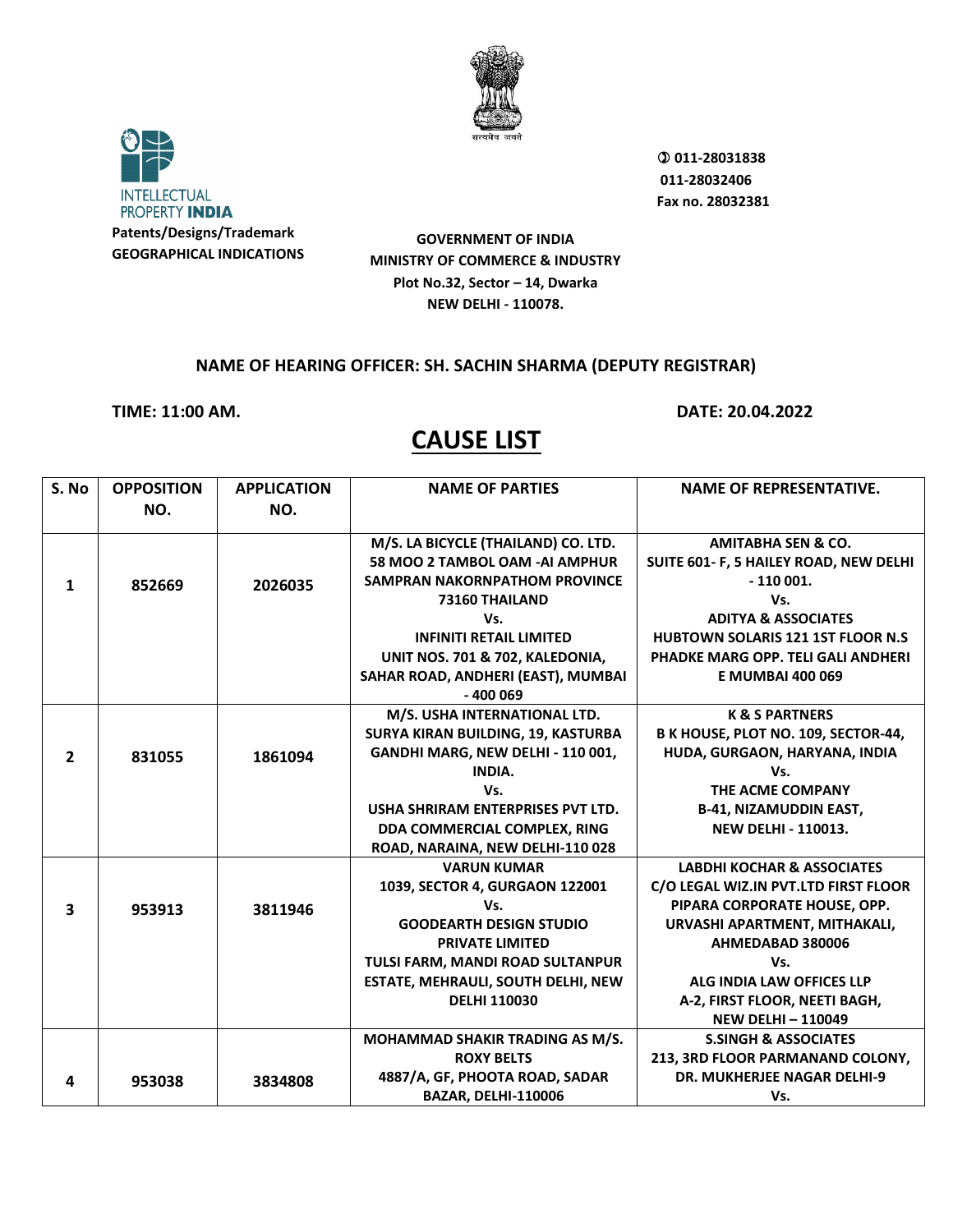INTELLECTUAL PROPERTY INDIA

**Patents/Designs/Trademark**
**GEOGRAPHICAL INDICATIONS**

✆ 011-28031838
011-28032406
Fax no. 28032381

**GOVERNMENT OF INDIA**
**MINISTRY OF COMMERCE & INDUSTRY**
**Plot No.32, Sector – 14, Dwarka**
**NEW DELHI - 110078.**

**NAME OF HEARING OFFICER: SH. SACHIN SHARMA (DEPUTY REGISTRAR)**

**TIME: 11:00 AM.** **DATE: 20.04.2022**

# CAUSE LIST

| S. No | OPPOSITION NO. | APPLICATION NO. | NAME OF PARTIES | NAME OF REPRESENTATIVE. |
|---|---|---|---|---|
| 1 | 852669 | 2026035 | M/S. LA BICYCLE (THAILAND) CO. LTD. 58 MOO 2 TAMBOL OAM -AI AMPHUR SAMPRAN NAKORNPATHOM PROVINCE 73160 THAILAND Vs. INFINITI RETAIL LIMITED UNIT NOS. 701 & 702, KALEDONIA, SAHAR ROAD, ANDHERI (EAST), MUMBAI - 400 069 | AMITABHA SEN & CO. SUITE 601- F, 5 HAILEY ROAD, NEW DELHI - 110 001. Vs. ADITYA & ASSOCIATES HUBTOWN SOLARIS 121 1ST FLOOR N.S PHADKE MARG OPP. TELI GALI ANDHERI E MUMBAI 400 069 |
| 2 | 831055 | 1861094 | M/S. USHA INTERNATIONAL LTD. SURYA KIRAN BUILDING, 19, KASTURBA GANDHI MARG, NEW DELHI - 110 001, INDIA. Vs. USHA SHRIRAM ENTERPRISES PVT LTD. DDA COMMERCIAL COMPLEX, RING ROAD, NARAINA, NEW DELHI-110 028 | K & S PARTNERS B K HOUSE, PLOT NO. 109, SECTOR-44, HUDA, GURGAON, HARYANA, INDIA Vs. THE ACME COMPANY B-41, NIZAMUDDIN EAST, NEW DELHI - 110013. |
| 3 | 953913 | 3811946 | VARUN KUMAR 1039, SECTOR 4, GURGAON 122001 Vs. GOODEARTH DESIGN STUDIO PRIVATE LIMITED TULSI FARM, MANDI ROAD SULTANPUR ESTATE, MEHRAULI, SOUTH DELHI, NEW DELHI 110030 | LABDHI KOCHAR & ASSOCIATES C/O LEGAL WIZ.IN PVT.LTD FIRST FLOOR PIPARA CORPORATE HOUSE, OPP. URVASHI APARTMENT, MITHAKALI, AHMEDABAD 380006 Vs. ALG INDIA LAW OFFICES LLP A-2, FIRST FLOOR, NEETI BAGH, NEW DELHI – 110049 |
| 4 | 953038 | 3834808 | MOHAMMAD SHAKIR TRADING AS M/S. ROXY BELTS 4887/A, GF, PHOOTA ROAD, SADAR BAZAR, DELHI-110006 | S.SINGH & ASSOCIATES 213, 3RD FLOOR PARMANAND COLONY, DR. MUKHERJEE NAGAR DELHI-9 Vs. |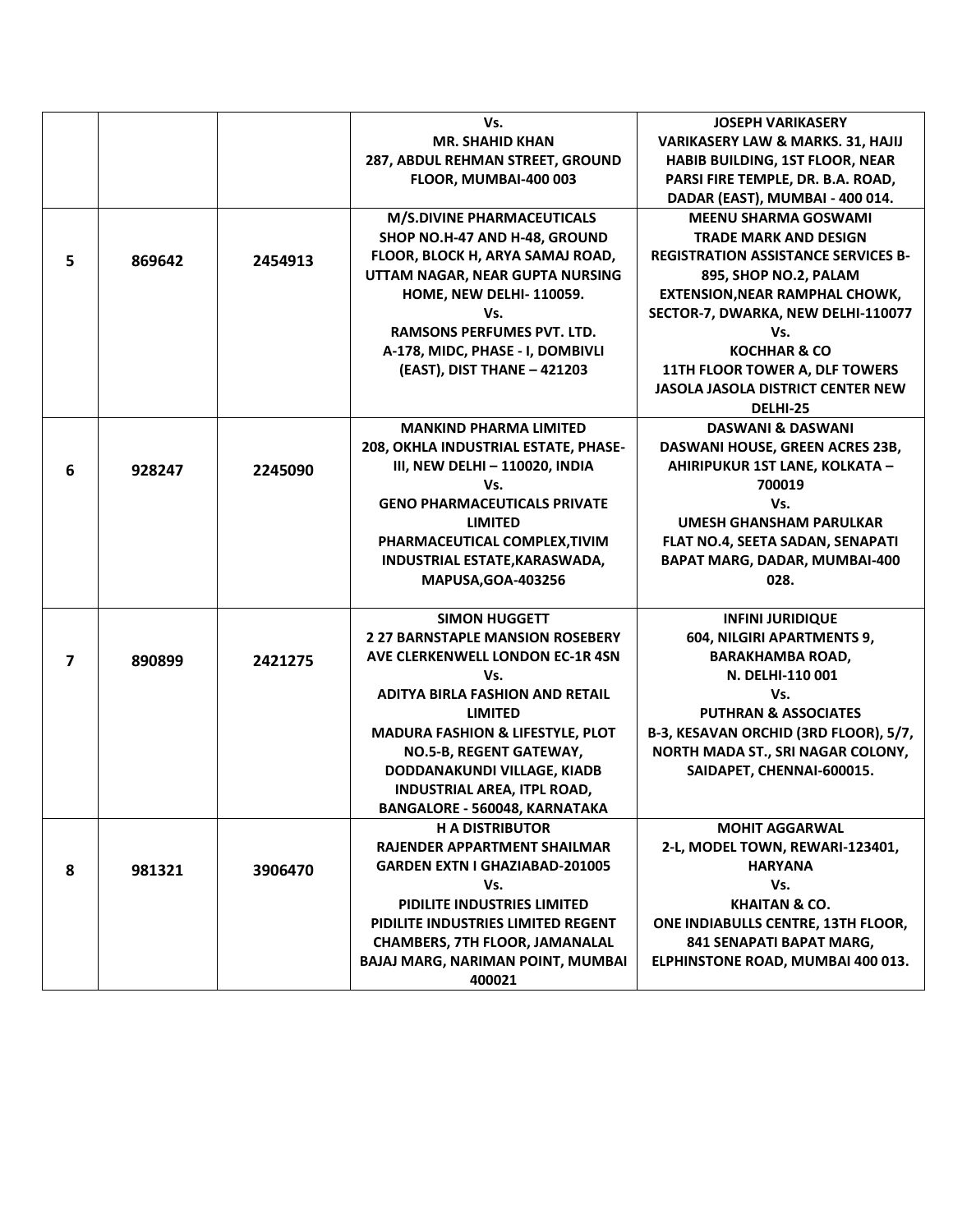| | | | | |
|---|---|---|---|---|
| | | | Vs.<br>MR. SHAHID KHAN<br>287, ABDUL REHMAN STREET, GROUND FLOOR, MUMBAI-400 003 | JOSEPH VARIKASERY<br>VARIKASERY LAW & MARKS. 31, HAJIJ HABIB BUILDING, 1ST FLOOR, NEAR PARSI FIRE TEMPLE, DR. B.A. ROAD, DADAR (EAST), MUMBAI - 400 014. |
| 5 | 869642 | 2454913 | M/S.DIVINE PHARMACEUTICALS<br>SHOP NO.H-47 AND H-48, GROUND FLOOR, BLOCK H, ARYA SAMAJ ROAD, UTTAM NAGAR, NEAR GUPTA NURSING HOME, NEW DELHI- 110059.<br>Vs.<br>RAMSONS PERFUMES PVT. LTD.<br>A-178, MIDC, PHASE - I, DOMBIVLI (EAST), DIST THANE – 421203 | MEENU SHARMA GOSWAMI<br>TRADE MARK AND DESIGN REGISTRATION ASSISTANCE SERVICES B-895, SHOP NO.2, PALAM EXTENSION,NEAR RAMPHAL CHOWK, SECTOR-7, DWARKA, NEW DELHI-110077<br>Vs.<br>KOCHHAR & CO<br>11TH FLOOR TOWER A, DLF TOWERS JASOLA JASOLA DISTRICT CENTER NEW DELHI-25 |
| 6 | 928247 | 2245090 | MANKIND PHARMA LIMITED<br>208, OKHLA INDUSTRIAL ESTATE, PHASE-III, NEW DELHI – 110020, INDIA<br>Vs.<br>GENO PHARMACEUTICALS PRIVATE LIMITED<br>PHARMACEUTICAL COMPLEX,TIVIM INDUSTRIAL ESTATE,KARASWADA, MAPUSA,GOA-403256 | DASWANI & DASWANI<br>DASWANI HOUSE, GREEN ACRES 23B, AHIRIPUKUR 1ST LANE, KOLKATA – 700019<br>Vs.<br>UMESH GHANSHAM PARULKAR<br>FLAT NO.4, SEETA SADAN, SENAPATI BAPAT MARG, DADAR, MUMBAI-400 028. |
| 7 | 890899 | 2421275 | SIMON HUGGETT<br>2 27 BARNSTAPLE MANSION ROSEBERY AVE CLERKENWELL LONDON EC-1R 4SN<br>Vs.<br>ADITYA BIRLA FASHION AND RETAIL LIMITED<br>MADURA FASHION & LIFESTYLE, PLOT NO.5-B, REGENT GATEWAY, DODDANAKUNDI VILLAGE, KIADB INDUSTRIAL AREA, ITPL ROAD, BANGALORE - 560048, KARNATAKA | INFINI JURIDIQUE<br>604, NILGIRI APARTMENTS 9, BARAKHAMBA ROAD, N. DELHI-110 001<br>Vs.<br>PUTHRAN & ASSOCIATES<br>B-3, KESAVAN ORCHID (3RD FLOOR), 5/7, NORTH MADA ST., SRI NAGAR COLONY, SAIDAPET, CHENNAI-600015. |
| 8 | 981321 | 3906470 | H A DISTRIBUTOR<br>RAJENDER APPARTMENT SHAILMAR GARDEN EXTN I GHAZIABAD-201005<br>Vs.<br>PIDILITE INDUSTRIES LIMITED<br>PIDILITE INDUSTRIES LIMITED REGENT CHAMBERS, 7TH FLOOR, JAMANALAL BAJAJ MARG, NARIMAN POINT, MUMBAI 400021 | MOHIT AGGARWAL<br>2-L, MODEL TOWN, REWARI-123401, HARYANA<br>Vs.<br>KHAITAN & CO.<br>ONE INDIABULLS CENTRE, 13TH FLOOR, 841 SENAPATI BAPAT MARG, ELPHINSTONE ROAD, MUMBAI 400 013. |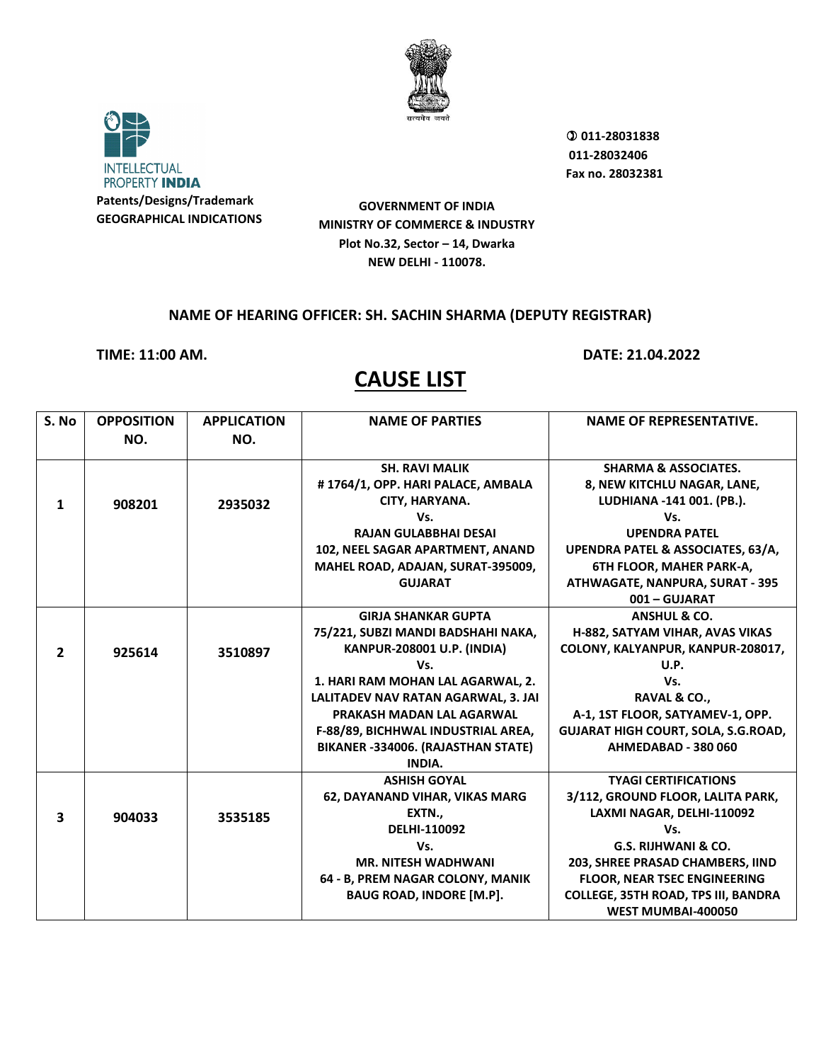INTELLECTUAL PROPERTY INDIA

**Patents/Designs/Trademark**
**GEOGRAPHICAL INDICATIONS**

**GOVERNMENT OF INDIA**
**MINISTRY OF COMMERCE & INDUSTRY**
**Plot No.32, Sector – 14, Dwarka**
**NEW DELHI - 110078.**

**✆ 011-28031838**
**011-28032406**
**Fax no. 28032381**

**NAME OF HEARING OFFICER: SH. SACHIN SHARMA (DEPUTY REGISTRAR)**

**TIME: 11:00 AM.** **DATE: 21.04.2022**

# CAUSE LIST

| S. No | OPPOSITION NO. | APPLICATION NO. | NAME OF PARTIES | NAME OF REPRESENTATIVE. |
|---|---|---|---|---|
| 1 | 908201 | 2935032 | SH. RAVI MALIK # 1764/1, OPP. HARI PALACE, AMBALA CITY, HARYANA. Vs. RAJAN GULABBHAI DESAI 102, NEEL SAGAR APARTMENT, ANAND MAHEL ROAD, ADAJAN, SURAT-395009, GUJARAT | SHARMA & ASSOCIATES. 8, NEW KITCHLU NAGAR, LANE, LUDHIANA -141 001. (PB.). Vs. UPENDRA PATEL UPENDRA PATEL & ASSOCIATES, 63/A, 6TH FLOOR, MAHER PARK-A, ATHWAGATE, NANPURA, SURAT - 395 001 – GUJARAT |
| 2 | 925614 | 3510897 | GIRJA SHANKAR GUPTA 75/221, SUBZI MANDI BADSHAHI NAKA, KANPUR-208001 U.P. (INDIA) Vs. 1. HARI RAM MOHAN LAL AGARWAL, 2. LALITADEV NAV RATAN AGARWAL, 3. JAI PRAKASH MADAN LAL AGARWAL F-88/89, BICHHWAL INDUSTRIAL AREA, BIKANER -334006. (RAJASTHAN STATE) INDIA. | ANSHUL & CO. H-882, SATYAM VIHAR, AVAS VIKAS COLONY, KALYANPUR, KANPUR-208017, U.P. Vs. RAVAL & CO., A-1, 1ST FLOOR, SATYAMEV-1, OPP. GUJARAT HIGH COURT, SOLA, S.G.ROAD, AHMEDABAD - 380 060 |
| 3 | 904033 | 3535185 | ASHISH GOYAL 62, DAYANAND VIHAR, VIKAS MARG EXTN., DELHI-110092 Vs. MR. NITESH WADHWANI 64 - B, PREM NAGAR COLONY, MANIK BAUG ROAD, INDORE [M.P]. | TYAGI CERTIFICATIONS 3/112, GROUND FLOOR, LALITA PARK, LAXMI NAGAR, DELHI-110092 Vs. G.S. RIJHWANI & CO. 203, SHREE PRASAD CHAMBERS, IIND FLOOR, NEAR TSEC ENGINEERING COLLEGE, 35TH ROAD, TPS III, BANDRA WEST MUMBAI-400050 |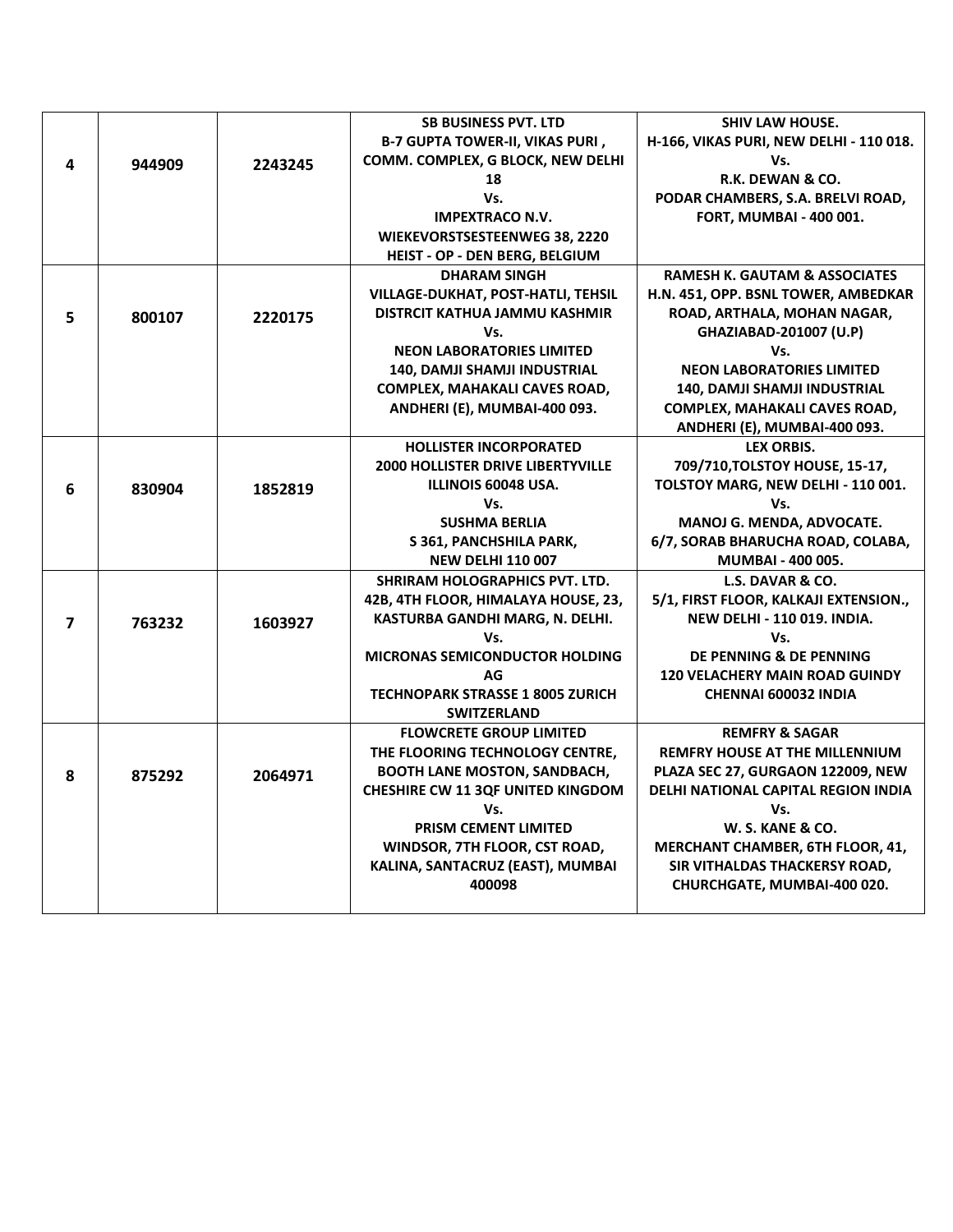| | | | | |
|---|---|---|---|---|
| 4 | 944909 | 2243245 | SB BUSINESS PVT. LTD<br>B-7 GUPTA TOWER-II, VIKAS PURI , COMM. COMPLEX, G BLOCK, NEW DELHI 18<br>Vs.<br>IMPEXTRACO N.V.<br>WIEKEVORSTSESTEENWEG 38, 2220 HEIST - OP - DEN BERG, BELGIUM | SHIV LAW HOUSE.<br>H-166, VIKAS PURI, NEW DELHI - 110 018.<br>Vs.<br>R.K. DEWAN & CO.<br>PODAR CHAMBERS, S.A. BRELVI ROAD, FORT, MUMBAI - 400 001. |
| 5 | 800107 | 2220175 | DHARAM SINGH<br>VILLAGE-DUKHAT, POST-HATLI, TEHSIL DISTRCIT KATHUA JAMMU KASHMIR<br>Vs.<br>NEON LABORATORIES LIMITED<br>140, DAMJI SHAMJI INDUSTRIAL COMPLEX, MAHAKALI CAVES ROAD, ANDHERI (E), MUMBAI-400 093. | RAMESH K. GAUTAM & ASSOCIATES<br>H.N. 451, OPP. BSNL TOWER, AMBEDKAR ROAD, ARTHALA, MOHAN NAGAR, GHAZIABAD-201007 (U.P)<br>Vs.<br>NEON LABORATORIES LIMITED<br>140, DAMJI SHAMJI INDUSTRIAL COMPLEX, MAHAKALI CAVES ROAD, ANDHERI (E), MUMBAI-400 093. |
| 6 | 830904 | 1852819 | HOLLISTER INCORPORATED<br>2000 HOLLISTER DRIVE LIBERTYVILLE ILLINOIS 60048 USA.<br>Vs.<br>SUSHMA BERLIA<br>S 361, PANCHSHILA PARK, NEW DELHI 110 007 | LEX ORBIS.<br>709/710,TOLSTOY HOUSE, 15-17, TOLSTOY MARG, NEW DELHI - 110 001.<br>Vs.<br>MANOJ G. MENDA, ADVOCATE.<br>6/7, SORAB BHARUCHA ROAD, COLABA, MUMBAI - 400 005. |
| 7 | 763232 | 1603927 | SHRIRAM HOLOGRAPHICS PVT. LTD.<br>42B, 4TH FLOOR, HIMALAYA HOUSE, 23, KASTURBA GANDHI MARG, N. DELHI.<br>Vs.<br>MICRONAS SEMICONDUCTOR HOLDING AG<br>TECHNOPARK STRASSE 1 8005 ZURICH SWITZERLAND | L.S. DAVAR & CO.<br>5/1, FIRST FLOOR, KALKAJI EXTENSION., NEW DELHI - 110 019. INDIA.<br>Vs.<br>DE PENNING & DE PENNING<br>120 VELACHERY MAIN ROAD GUINDY CHENNAI 600032 INDIA |
| 8 | 875292 | 2064971 | FLOWCRETE GROUP LIMITED<br>THE FLOORING TECHNOLOGY CENTRE, BOOTH LANE MOSTON, SANDBACH, CHESHIRE CW 11 3QF UNITED KINGDOM<br>Vs.<br>PRISM CEMENT LIMITED<br>WINDSOR, 7TH FLOOR, CST ROAD, KALINA, SANTACRUZ (EAST), MUMBAI 400098 | REMFRY & SAGAR<br>REMFRY HOUSE AT THE MILLENNIUM PLAZA SEC 27, GURGAON 122009, NEW DELHI NATIONAL CAPITAL REGION INDIA<br>Vs.<br>W. S. KANE & CO.<br>MERCHANT CHAMBER, 6TH FLOOR, 41, SIR VITHALDAS THACKERSY ROAD, CHURCHGATE, MUMBAI-400 020. |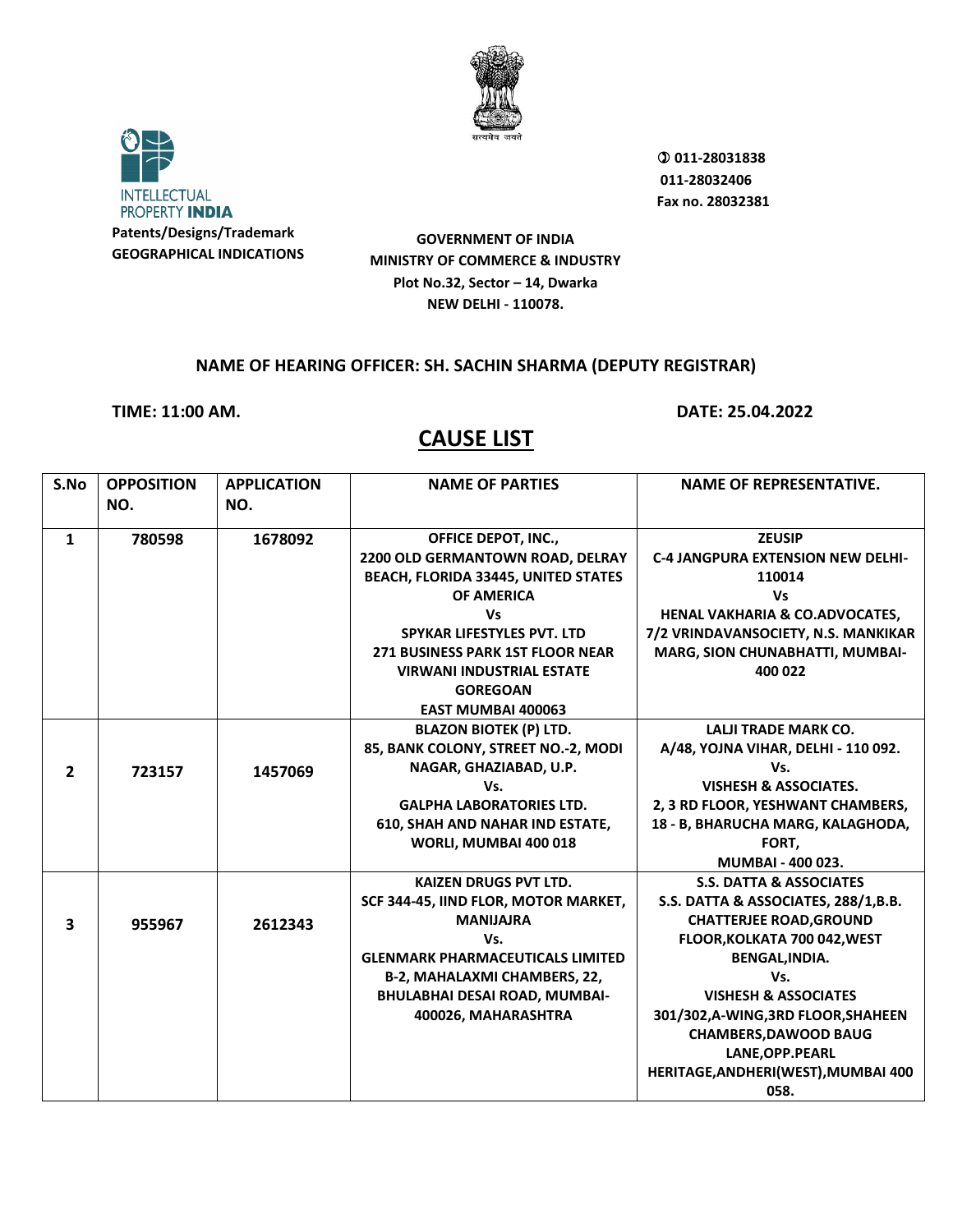Patents/Designs/Trademark
GEOGRAPHICAL INDICATIONS

✆ 011-28031838
011-28032406
Fax no. 28032381

**GOVERNMENT OF INDIA**
**MINISTRY OF COMMERCE & INDUSTRY**
**Plot No.32, Sector – 14, Dwarka**
**NEW DELHI - 110078.**

**NAME OF HEARING OFFICER: SH. SACHIN SHARMA (DEPUTY REGISTRAR)**

**TIME: 11:00 AM.** **DATE: 25.04.2022**

# CAUSE LIST

| S.No | OPPOSITION NO. | APPLICATION NO. | NAME OF PARTIES | NAME OF REPRESENTATIVE. |
|---|---|---|---|---|
| 1 | 780598 | 1678092 | OFFICE DEPOT, INC., 2200 OLD GERMANTOWN ROAD, DELRAY BEACH, FLORIDA 33445, UNITED STATES OF AMERICA Vs SPYKAR LIFESTYLES PVT. LTD 271 BUSINESS PARK 1ST FLOOR NEAR VIRWANI INDUSTRIAL ESTATE GOREGOAN EAST MUMBAI 400063 | ZEUSIP C-4 JANGPURA EXTENSION NEW DELHI-110014 Vs HENAL VAKHARIA & CO.ADVOCATES, 7/2 VRINDAVANSOCIETY, N.S. MANKIKAR MARG, SION CHUNABHATTI, MUMBAI-400 022 |
| 2 | 723157 | 1457069 | BLAZON BIOTEK (P) LTD. 85, BANK COLONY, STREET NO.-2, MODI NAGAR, GHAZIABAD, U.P. Vs. GALPHA LABORATORIES LTD. 610, SHAH AND NAHAR IND ESTATE, WORLI, MUMBAI 400 018 | LALJI TRADE MARK CO. A/48, YOJNA VIHAR, DELHI - 110 092. Vs. VISHESH & ASSOCIATES. 2, 3 RD FLOOR, YESHWANT CHAMBERS, 18 - B, BHARUCHA MARG, KALAGHODA, FORT, MUMBAI - 400 023. |
| 3 | 955967 | 2612343 | KAIZEN DRUGS PVT LTD. SCF 344-45, IIND FLOR, MOTOR MARKET, MANIJAJRA Vs. GLENMARK PHARMACEUTICALS LIMITED B-2, MAHALAXMI CHAMBERS, 22, BHULABHAI DESAI ROAD, MUMBAI-400026, MAHARASHTRA | S.S. DATTA & ASSOCIATES S.S. DATTA & ASSOCIATES, 288/1,B.B. CHATTERJEE ROAD,GROUND FLOOR,KOLKATA 700 042,WEST BENGAL,INDIA. Vs. VISHESH & ASSOCIATES 301/302,A-WING,3RD FLOOR,SHAHEEN CHAMBERS,DAWOOD BAUG LANE,OPP.PEARL HERITAGE,ANDHERI(WEST),MUMBAI 400 058. |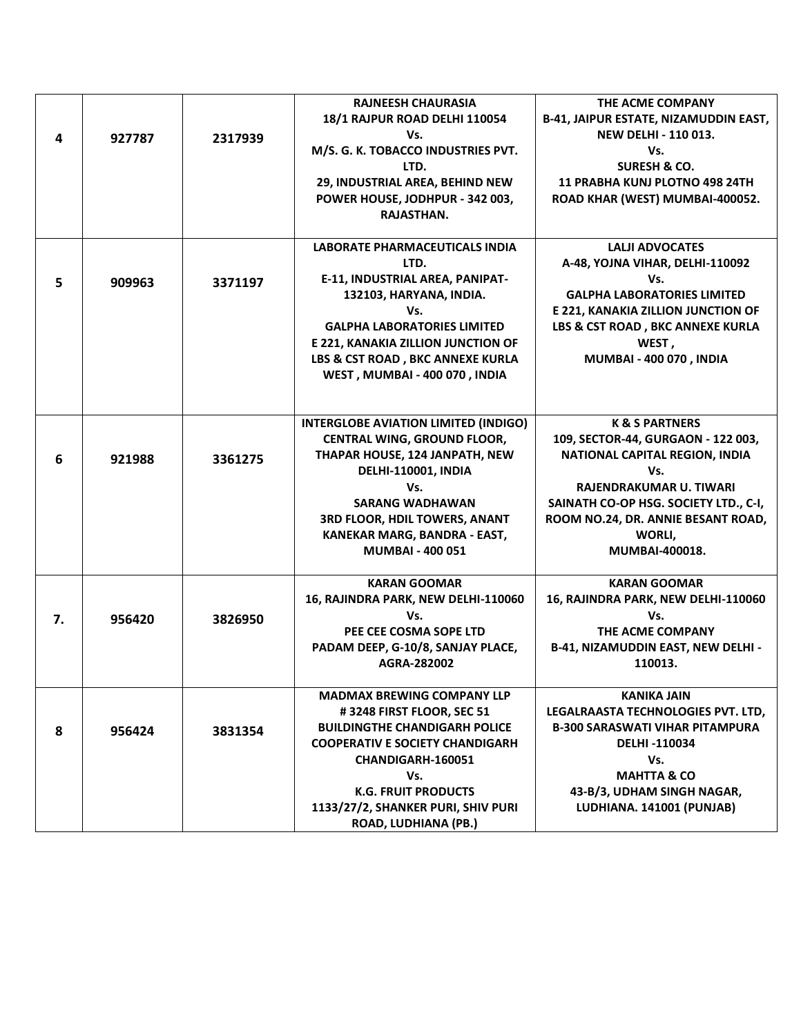| 4 | 927787 | 2317939 | RAJNEESH CHAURASIA<br>18/1 RAJPUR ROAD DELHI 110054<br>Vs.<br>M/S. G. K. TOBACCO INDUSTRIES PVT. LTD.<br>29, INDUSTRIAL AREA, BEHIND NEW POWER HOUSE, JODHPUR - 342 003, RAJASTHAN. | THE ACME COMPANY<br>B-41, JAIPUR ESTATE, NIZAMUDDIN EAST, NEW DELHI - 110 013.<br>Vs.<br>SURESH & CO.<br>11 PRABHA KUNJ PLOTNO 498 24TH ROAD KHAR (WEST) MUMBAI-400052. |
|---|---|---|---|---|
| 5 | 909963 | 3371197 | LABORATE PHARMACEUTICALS INDIA LTD.<br>E-11, INDUSTRIAL AREA, PANIPAT-132103, HARYANA, INDIA.<br>Vs.<br>GALPHA LABORATORIES LIMITED<br>E 221, KANAKIA ZILLION JUNCTION OF LBS & CST ROAD , BKC ANNEXE KURLA WEST , MUMBAI - 400 070 , INDIA | LALJI ADVOCATES<br>A-48, YOJNA VIHAR, DELHI-110092<br>Vs.<br>GALPHA LABORATORIES LIMITED<br>E 221, KANAKIA ZILLION JUNCTION OF LBS & CST ROAD , BKC ANNEXE KURLA WEST ,<br>MUMBAI - 400 070 , INDIA |
| 6 | 921988 | 3361275 | INTERGLOBE AVIATION LIMITED (INDIGO)<br>CENTRAL WING, GROUND FLOOR, THAPAR HOUSE, 124 JANPATH, NEW DELHI-110001, INDIA<br>Vs.<br>SARANG WADHAWAN<br>3RD FLOOR, HDIL TOWERS, ANANT KANEKAR MARG, BANDRA - EAST, MUMBAI - 400 051 | K & S PARTNERS<br>109, SECTOR-44, GURGAON - 122 003, NATIONAL CAPITAL REGION, INDIA<br>Vs.<br>RAJENDRAKUMAR U. TIWARI<br>SAINATH CO-OP HSG. SOCIETY LTD., C-I, ROOM NO.24, DR. ANNIE BESANT ROAD, WORLI,<br>MUMBAI-400018. |
| 7. | 956420 | 3826950 | KARAN GOOMAR<br>16, RAJINDRA PARK, NEW DELHI-110060<br>Vs.<br>PEE CEE COSMA SOPE LTD<br>PADAM DEEP, G-10/8, SANJAY PLACE, AGRA-282002 | KARAN GOOMAR<br>16, RAJINDRA PARK, NEW DELHI-110060<br>Vs.<br>THE ACME COMPANY<br>B-41, NIZAMUDDIN EAST, NEW DELHI - 110013. |
| 8 | 956424 | 3831354 | MADMAX BREWING COMPANY LLP<br># 3248 FIRST FLOOR, SEC 51 BUILDINGTHE CHANDIGARH POLICE COOPERATIV E SOCIETY CHANDIGARH CHANDIGARH-160051<br>Vs.<br>K.G. FRUIT PRODUCTS<br>1133/27/2, SHANKER PURI, SHIV PURI ROAD, LUDHIANA (PB.) | KANIKA JAIN<br>LEGALRAASTA TECHNOLOGIES PVT. LTD, B-300 SARASWATI VIHAR PITAMPURA DELHI -110034<br>Vs.<br>MAHTTA & CO<br>43-B/3, UDHAM SINGH NAGAR, LUDHIANA. 141001 (PUNJAB) |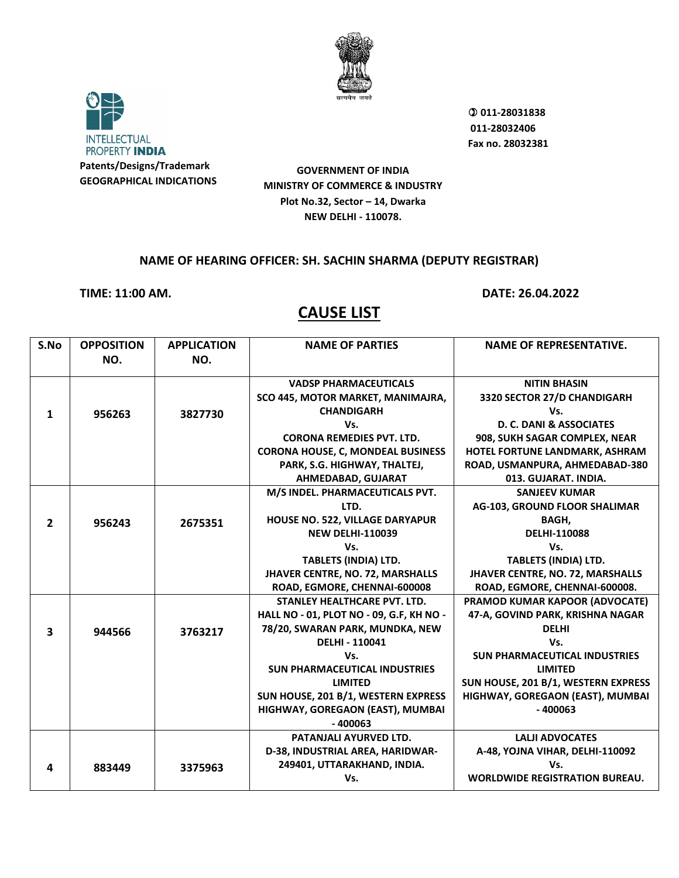INTELLECTUAL PROPERTY INDIA
**Patents/Designs/Trademark**
**GEOGRAPHICAL INDICATIONS**

सत्यमेव जयते

**✆ 011-28031838**
**011-28032406**
**Fax no. 28032381**

**GOVERNMENT OF INDIA**
**MINISTRY OF COMMERCE & INDUSTRY**
**Plot No.32, Sector – 14, Dwarka**
**NEW DELHI - 110078.**

**NAME OF HEARING OFFICER: SH. SACHIN SHARMA (DEPUTY REGISTRAR)**

**TIME: 11:00 AM.** **DATE: 26.04.2022**

# CAUSE LIST

| S.No | OPPOSITION NO. | APPLICATION NO. | NAME OF PARTIES | NAME OF REPRESENTATIVE. |
|---|---|---|---|---|
| 1 | 956263 | 3827730 | VADSP PHARMACEUTICALS SCO 445, MOTOR MARKET, MANIMAJRA, CHANDIGARH Vs. CORONA REMEDIES PVT. LTD. CORONA HOUSE, C, MONDEAL BUSINESS PARK, S.G. HIGHWAY, THALTEJ, AHMEDABAD, GUJARAT | NITIN BHASIN 3320 SECTOR 27/D CHANDIGARH Vs. D. C. DANI & ASSOCIATES 908, SUKH SAGAR COMPLEX, NEAR HOTEL FORTUNE LANDMARK, ASHRAM ROAD, USMANPURA, AHMEDABAD-380 013. GUJARAT. INDIA. |
| 2 | 956243 | 2675351 | M/S INDEL. PHARMACEUTICALS PVT. LTD. HOUSE NO. 522, VILLAGE DARYAPUR NEW DELHI-110039 Vs. TABLETS (INDIA) LTD. JHAVER CENTRE, NO. 72, MARSHALLS ROAD, EGMORE, CHENNAI-600008 | SANJEEV KUMAR AG-103, GROUND FLOOR SHALIMAR BAGH, DELHI-110088 Vs. TABLETS (INDIA) LTD. JHAVER CENTRE, NO. 72, MARSHALLS ROAD, EGMORE, CHENNAI-600008. |
| 3 | 944566 | 3763217 | STANLEY HEALTHCARE PVT. LTD. HALL NO - 01, PLOT NO - 09, G.F, KH NO - 78/20, SWARAN PARK, MUNDKA, NEW DELHI - 110041 Vs. SUN PHARMACEUTICAL INDUSTRIES LIMITED SUN HOUSE, 201 B/1, WESTERN EXPRESS HIGHWAY, GOREGAON (EAST), MUMBAI - 400063 | PRAMOD KUMAR KAPOOR (ADVOCATE) 47-A, GOVIND PARK, KRISHNA NAGAR DELHI Vs. SUN PHARMACEUTICAL INDUSTRIES LIMITED SUN HOUSE, 201 B/1, WESTERN EXPRESS HIGHWAY, GOREGAON (EAST), MUMBAI - 400063 |
| 4 | 883449 | 3375963 | PATANJALI AYURVED LTD. D-38, INDUSTRIAL AREA, HARIDWAR-249401, UTTARAKHAND, INDIA. Vs. | LALJI ADVOCATES A-48, YOJNA VIHAR, DELHI-110092 Vs. WORLDWIDE REGISTRATION BUREAU. |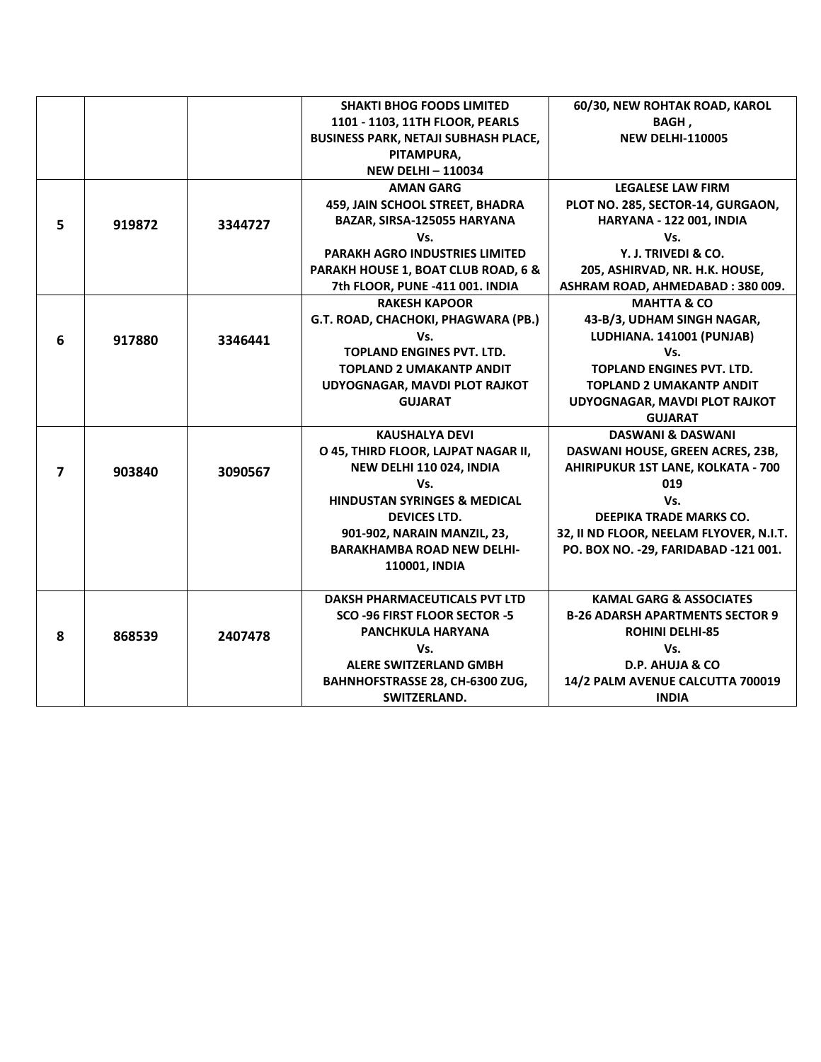| | | | | |
|---|---|---|---|---|
| | | | **SHAKTI BHOG FOODS LIMITED 1101 - 1103, 11TH FLOOR, PEARLS BUSINESS PARK, NETAJI SUBHASH PLACE, PITAMPURA, NEW DELHI – 110034** | **60/30, NEW ROHTAK ROAD, KAROL BAGH , NEW DELHI-110005** |
| **5** | **919872** | **3344727** | **AMAN GARG 459, JAIN SCHOOL STREET, BHADRA BAZAR, SIRSA-125055 HARYANA Vs. PARAKH AGRO INDUSTRIES LIMITED PARAKH HOUSE 1, BOAT CLUB ROAD, 6 & 7th FLOOR, PUNE -411 001. INDIA** | **LEGALESE LAW FIRM PLOT NO. 285, SECTOR-14, GURGAON, HARYANA - 122 001, INDIA Vs. Y. J. TRIVEDI & CO. 205, ASHIRVAD, NR. H.K. HOUSE, ASHRAM ROAD, AHMEDABAD : 380 009.** |
| **6** | **917880** | **3346441** | **RAKESH KAPOOR G.T. ROAD, CHACHOKI, PHAGWARA (PB.) Vs. TOPLAND ENGINES PVT. LTD. TOPLAND 2 UMAKANTP ANDIT UDYOGNAGAR, MAVDI PLOT RAJKOT GUJARAT** | **MAHTTA & CO 43-B/3, UDHAM SINGH NAGAR, LUDHIANA. 141001 (PUNJAB) Vs. TOPLAND ENGINES PVT. LTD. TOPLAND 2 UMAKANTP ANDIT UDYOGNAGAR, MAVDI PLOT RAJKOT GUJARAT** |
| **7** | **903840** | **3090567** | **KAUSHALYA DEVI O 45, THIRD FLOOR, LAJPAT NAGAR II, NEW DELHI 110 024, INDIA Vs. HINDUSTAN SYRINGES & MEDICAL DEVICES LTD. 901-902, NARAIN MANZIL, 23, BARAKHAMBA ROAD NEW DELHI-110001, INDIA** | **DASWANI & DASWANI DASWANI HOUSE, GREEN ACRES, 23B, AHIRIPUKUR 1ST LANE, KOLKATA - 700 019 Vs. DEEPIKA TRADE MARKS CO. 32, II ND FLOOR, NEELAM FLYOVER, N.I.T. PO. BOX NO. -29, FARIDABAD -121 001.** |
| **8** | **868539** | **2407478** | **DAKSH PHARMACEUTICALS PVT LTD SCO -96 FIRST FLOOR SECTOR -5 PANCHKULA HARYANA Vs. ALERE SWITZERLAND GMBH BAHNHOFSTRASSE 28, CH-6300 ZUG, SWITZERLAND.** | **KAMAL GARG & ASSOCIATES B-26 ADARSH APARTMENTS SECTOR 9 ROHINI DELHI-85 Vs. D.P. AHUJA & CO 14/2 PALM AVENUE CALCUTTA 700019 INDIA** |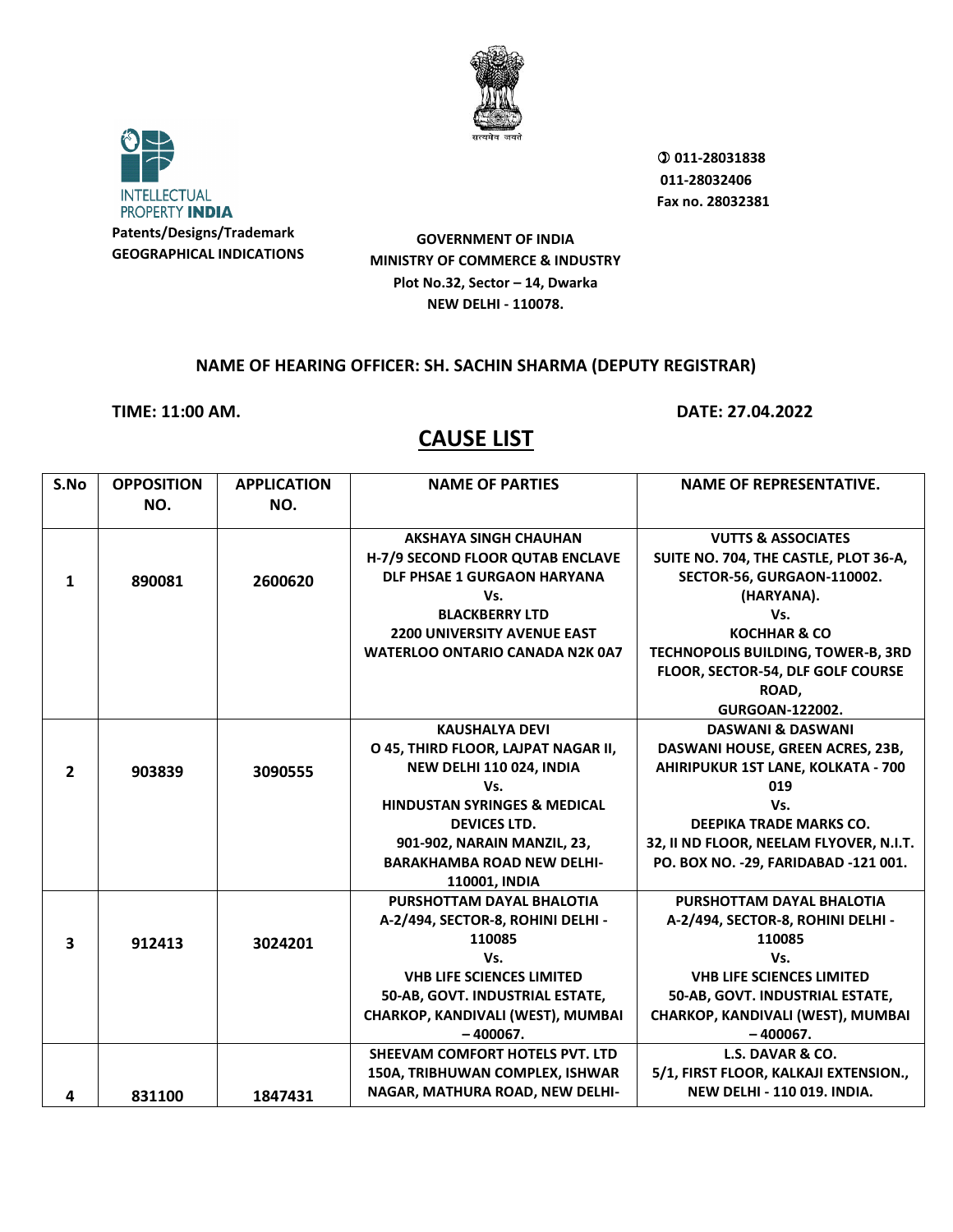Patents/Designs/Trademark
GEOGRAPHICAL INDICATIONS

✆ 011-28031838
011-28032406
Fax no. 28032381

**GOVERNMENT OF INDIA**
**MINISTRY OF COMMERCE & INDUSTRY**
**Plot No.32, Sector – 14, Dwarka**
**NEW DELHI - 110078.**

**NAME OF HEARING OFFICER: SH. SACHIN SHARMA (DEPUTY REGISTRAR)**

**TIME: 11:00 AM.** **DATE: 27.04.2022**

# CAUSE LIST

| S.No | OPPOSITION NO. | APPLICATION NO. | NAME OF PARTIES | NAME OF REPRESENTATIVE. |
|---|---|---|---|---|
| 1 | 890081 | 2600620 | AKSHAYA SINGH CHAUHAN H-7/9 SECOND FLOOR QUTAB ENCLAVE DLF PHSAE 1 GURGAON HARYANA Vs. BLACKBERRY LTD 2200 UNIVERSITY AVENUE EAST WATERLOO ONTARIO CANADA N2K 0A7 | VUTTS & ASSOCIATES SUITE NO. 704, THE CASTLE, PLOT 36-A, SECTOR-56, GURGAON-110002. (HARYANA). Vs. KOCHHAR & CO TECHNOPOLIS BUILDING, TOWER-B, 3RD FLOOR, SECTOR-54, DLF GOLF COURSE ROAD, GURGOAN-122002. |
| 2 | 903839 | 3090555 | KAUSHALYA DEVI O 45, THIRD FLOOR, LAJPAT NAGAR II, NEW DELHI 110 024, INDIA Vs. HINDUSTAN SYRINGES & MEDICAL DEVICES LTD. 901-902, NARAIN MANZIL, 23, BARAKHAMBA ROAD NEW DELHI-110001, INDIA | DASWANI & DASWANI DASWANI HOUSE, GREEN ACRES, 23B, AHIRIPUKUR 1ST LANE, KOLKATA - 700 019 Vs. DEEPIKA TRADE MARKS CO. 32, II ND FLOOR, NEELAM FLYOVER, N.I.T. PO. BOX NO. -29, FARIDABAD -121 001. |
| 3 | 912413 | 3024201 | PURSHOTTAM DAYAL BHALOTIA A-2/494, SECTOR-8, ROHINI DELHI - 110085 Vs. VHB LIFE SCIENCES LIMITED 50-AB, GOVT. INDUSTRIAL ESTATE, CHARKOP, KANDIVALI (WEST), MUMBAI – 400067. | PURSHOTTAM DAYAL BHALOTIA A-2/494, SECTOR-8, ROHINI DELHI - 110085 Vs. VHB LIFE SCIENCES LIMITED 50-AB, GOVT. INDUSTRIAL ESTATE, CHARKOP, KANDIVALI (WEST), MUMBAI – 400067. |
| 4 | 831100 | 1847431 | SHEEVAM COMFORT HOTELS PVT. LTD 150A, TRIBHUWAN COMPLEX, ISHWAR NAGAR, MATHURA ROAD, NEW DELHI- | L.S. DAVAR & CO. 5/1, FIRST FLOOR, KALKAJI EXTENSION., NEW DELHI - 110 019. INDIA. |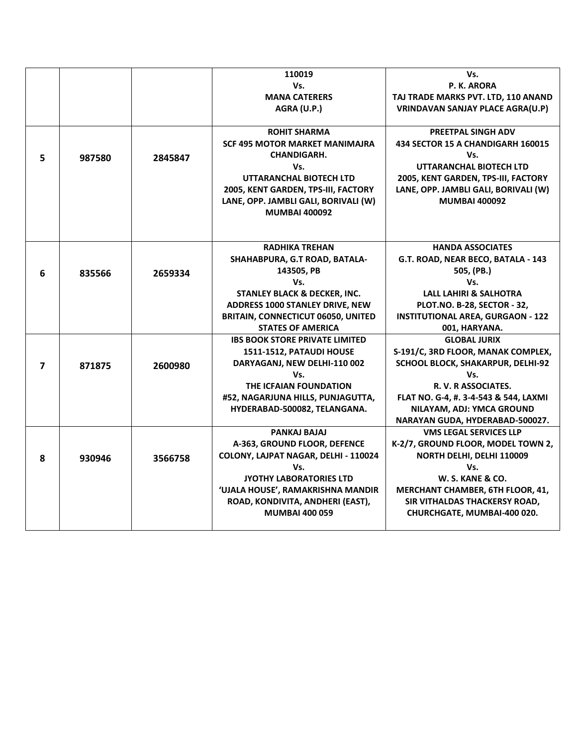| | | | | |
|---|---|---|---|---|
| | | | 110019<br>Vs.<br>MANA CATERERS<br>AGRA (U.P.) | Vs.<br>P. K. ARORA<br>TAJ TRADE MARKS PVT. LTD, 110 ANAND VRINDAVAN SANJAY PLACE AGRA(U.P) |
| **5** | **987580** | **2845847** | **ROHIT SHARMA<br>SCF 495 MOTOR MARKET MANIMAJRA CHANDIGARH.<br>Vs.<br>UTTARANCHAL BIOTECH LTD<br>2005, KENT GARDEN, TPS-III, FACTORY LANE, OPP. JAMBLI GALI, BORIVALI (W) MUMBAI 400092** | **PREETPAL SINGH ADV<br>434 SECTOR 15 A CHANDIGARH 160015<br>Vs.<br>UTTARANCHAL BIOTECH LTD<br>2005, KENT GARDEN, TPS-III, FACTORY LANE, OPP. JAMBLI GALI, BORIVALI (W) MUMBAI 400092** |
| **6** | **835566** | **2659334** | **RADHIKA TREHAN<br>SHAHABPURA, G.T ROAD, BATALA-143505, PB<br>Vs.<br>STANLEY BLACK & DECKER, INC.<br>ADDRESS 1000 STANLEY DRIVE, NEW BRITAIN, CONNECTICUT 06050, UNITED STATES OF AMERICA** | **HANDA ASSOCIATES<br>G.T. ROAD, NEAR BECO, BATALA - 143 505, (PB.)<br>Vs.<br>LALL LAHIRI & SALHOTRA<br>PLOT.NO. B-28, SECTOR - 32, INSTITUTIONAL AREA, GURGAON - 122 001, HARYANA.** |
| **7** | **871875** | **2600980** | **IBS BOOK STORE PRIVATE LIMITED<br>1511-1512, PATAUDI HOUSE DARYAGANJ, NEW DELHI-110 002<br>Vs.<br>THE ICFAIAN FOUNDATION<br>#52, NAGARJUNA HILLS, PUNJAGUTTA, HYDERABAD-500082, TELANGANA.** | **GLOBAL JURIX<br>S-191/C, 3RD FLOOR, MANAK COMPLEX, SCHOOL BLOCK, SHAKARPUR, DELHI-92<br>Vs.<br>R. V. R ASSOCIATES.<br>FLAT NO. G-4, #. 3-4-543 & 544, LAXMI NILAYAM, ADJ: YMCA GROUND NARAYAN GUDA, HYDERABAD-500027.** |
| **8** | **930946** | **3566758** | **PANKAJ BAJAJ<br>A-363, GROUND FLOOR, DEFENCE COLONY, LAJPAT NAGAR, DELHI - 110024<br>Vs.<br>JYOTHY LABORATORIES LTD<br>'UJALA HOUSE', RAMAKRISHNA MANDIR ROAD, KONDIVITA, ANDHERI (EAST), MUMBAI 400 059** | **VMS LEGAL SERVICES LLP<br>K-2/7, GROUND FLOOR, MODEL TOWN 2, NORTH DELHI, DELHI 110009<br>Vs.<br>W. S. KANE & CO.<br>MERCHANT CHAMBER, 6TH FLOOR, 41, SIR VITHALDAS THACKERSY ROAD, CHURCHGATE, MUMBAI-400 020.** |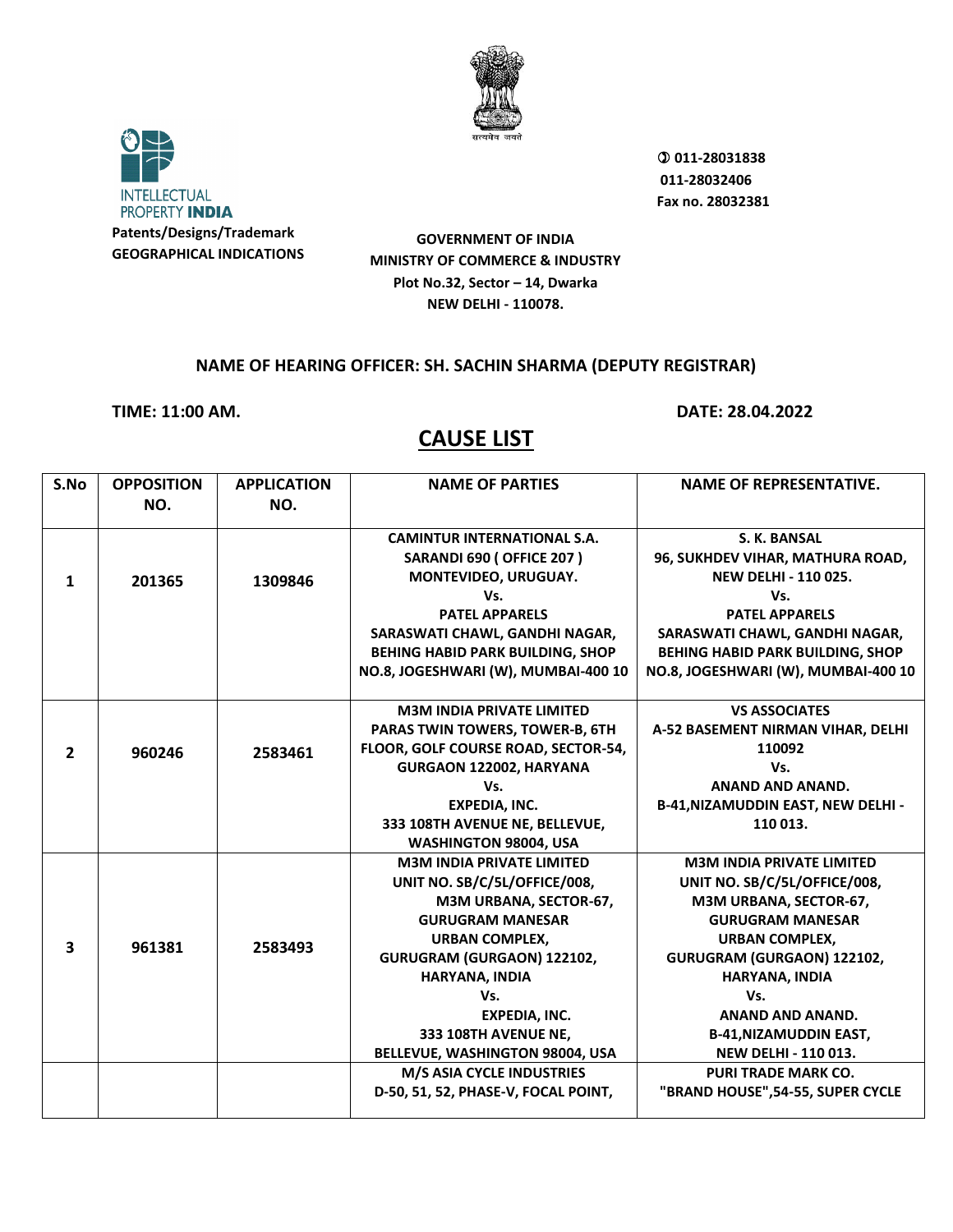INTELLECTUAL PROPERTY **INDIA**

**Patents/Designs/Trademark**
**GEOGRAPHICAL INDICATIONS**

**GOVERNMENT OF INDIA**
**MINISTRY OF COMMERCE & INDUSTRY**
**Plot No.32, Sector – 14, Dwarka**
**NEW DELHI - 110078.**

**011-28031838**
**011-28032406**
**Fax no. 28032381**

**NAME OF HEARING OFFICER: SH. SACHIN SHARMA (DEPUTY REGISTRAR)**

**TIME: 11:00 AM.** **DATE: 28.04.2022**

# CAUSE LIST

| S.No | OPPOSITION NO. | APPLICATION NO. | NAME OF PARTIES | NAME OF REPRESENTATIVE. |
|---|---|---|---|---|
| 1 | 201365 | 1309846 | CAMINTUR INTERNATIONAL S.A. SARANDI 690 ( OFFICE 207 ) MONTEVIDEO, URUGUAY. Vs. PATEL APPARELS SARASWATI CHAWL, GANDHI NAGAR, BEHING HABID PARK BUILDING, SHOP NO.8, JOGESHWARI (W), MUMBAI-400 10 | S. K. BANSAL 96, SUKHDEV VIHAR, MATHURA ROAD, NEW DELHI - 110 025. Vs. PATEL APPARELS SARASWATI CHAWL, GANDHI NAGAR, BEHING HABID PARK BUILDING, SHOP NO.8, JOGESHWARI (W), MUMBAI-400 10 |
| 2 | 960246 | 2583461 | M3M INDIA PRIVATE LIMITED PARAS TWIN TOWERS, TOWER-B, 6TH FLOOR, GOLF COURSE ROAD, SECTOR-54, GURGAON 122002, HARYANA Vs. EXPEDIA, INC. 333 108TH AVENUE NE, BELLEVUE, WASHINGTON 98004, USA | VS ASSOCIATES A-52 BASEMENT NIRMAN VIHAR, DELHI 110092 Vs. ANAND AND ANAND. B-41,NIZAMUDDIN EAST, NEW DELHI - 110 013. |
| 3 | 961381 | 2583493 | M3M INDIA PRIVATE LIMITED UNIT NO. SB/C/5L/OFFICE/008, M3M URBANA, SECTOR-67, GURUGRAM MANESAR URBAN COMPLEX, GURUGRAM (GURGAON) 122102, HARYANA, INDIA Vs. EXPEDIA, INC. 333 108TH AVENUE NE, BELLEVUE, WASHINGTON 98004, USA | M3M INDIA PRIVATE LIMITED UNIT NO. SB/C/5L/OFFICE/008, M3M URBANA, SECTOR-67, GURUGRAM MANESAR URBAN COMPLEX, GURUGRAM (GURGAON) 122102, HARYANA, INDIA Vs. ANAND AND ANAND. B-41,NIZAMUDDIN EAST, NEW DELHI - 110 013. |
| | | | M/S ASIA CYCLE INDUSTRIES D-50, 51, 52, PHASE-V, FOCAL POINT, | PURI TRADE MARK CO. "BRAND HOUSE",54-55, SUPER CYCLE |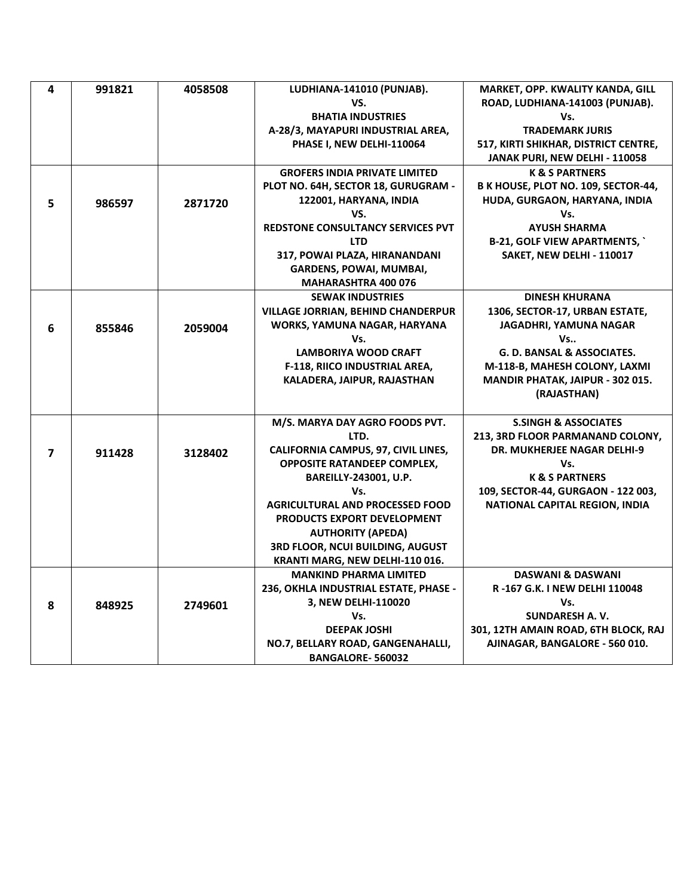| | | | | |
|---|---|---|---|---|
| 4 | 991821 | 4058508 | LUDHIANA-141010 (PUNJAB).<br>VS.<br>BHATIA INDUSTRIES<br>A-28/3, MAYAPURI INDUSTRIAL AREA, PHASE I, NEW DELHI-110064 | MARKET, OPP. KWALITY KANDA, GILL ROAD, LUDHIANA-141003 (PUNJAB).<br>Vs.<br>TRADEMARK JURIS<br>517, KIRTI SHIKHAR, DISTRICT CENTRE, JANAK PURI, NEW DELHI - 110058 |
| 5 | 986597 | 2871720 | GROFERS INDIA PRIVATE LIMITED<br>PLOT NO. 64H, SECTOR 18, GURUGRAM - 122001, HARYANA, INDIA<br>VS.<br>REDSTONE CONSULTANCY SERVICES PVT LTD<br>317, POWAI PLAZA, HIRANANDANI GARDENS, POWAI, MUMBAI, MAHARASHTRA 400 076 | K & S PARTNERS<br>B K HOUSE, PLOT NO. 109, SECTOR-44, HUDA, GURGAON, HARYANA, INDIA<br>Vs.<br>AYUSH SHARMA<br>B-21, GOLF VIEW APARTMENTS, `<br>SAKET, NEW DELHI - 110017 |
| 6 | 855846 | 2059004 | SEWAK INDUSTRIES<br>VILLAGE JORRIAN, BEHIND CHANDERPUR WORKS, YAMUNA NAGAR, HARYANA<br>Vs.<br>LAMBORIYA WOOD CRAFT<br>F-118, RIICO INDUSTRIAL AREA, KALADERA, JAIPUR, RAJASTHAN | DINESH KHURANA<br>1306, SECTOR-17, URBAN ESTATE, JAGADHRI, YAMUNA NAGAR<br>Vs..<br>G. D. BANSAL & ASSOCIATES.<br>M-118-B, MAHESH COLONY, LAXMI MANDIR PHATAK, JAIPUR - 302 015. (RAJASTHAN) |
| 7 | 911428 | 3128402 | M/S. MARYA DAY AGRO FOODS PVT. LTD.<br>CALIFORNIA CAMPUS, 97, CIVIL LINES, OPPOSITE RATANDEEP COMPLEX, BAREILLY-243001, U.P.<br>Vs.<br>AGRICULTURAL AND PROCESSED FOOD PRODUCTS EXPORT DEVELOPMENT AUTHORITY (APEDA)<br>3RD FLOOR, NCUI BUILDING, AUGUST KRANTI MARG, NEW DELHI-110 016. | S.SINGH & ASSOCIATES<br>213, 3RD FLOOR PARMANAND COLONY, DR. MUKHERJEE NAGAR DELHI-9<br>Vs.<br>K & S PARTNERS<br>109, SECTOR-44, GURGAON - 122 003, NATIONAL CAPITAL REGION, INDIA |
| 8 | 848925 | 2749601 | MANKIND PHARMA LIMITED<br>236, OKHLA INDUSTRIAL ESTATE, PHASE - 3, NEW DELHI-110020<br>Vs.<br>DEEPAK JOSHI<br>NO.7, BELLARY ROAD, GANGENAHALLI, BANGALORE- 560032 | DASWANI & DASWANI<br>R -167 G.K. I NEW DELHI 110048<br>Vs.<br>SUNDARESH A. V.<br>301, 12TH AMAIN ROAD, 6TH BLOCK, RAJ AJINAGAR, BANGALORE - 560 010. |